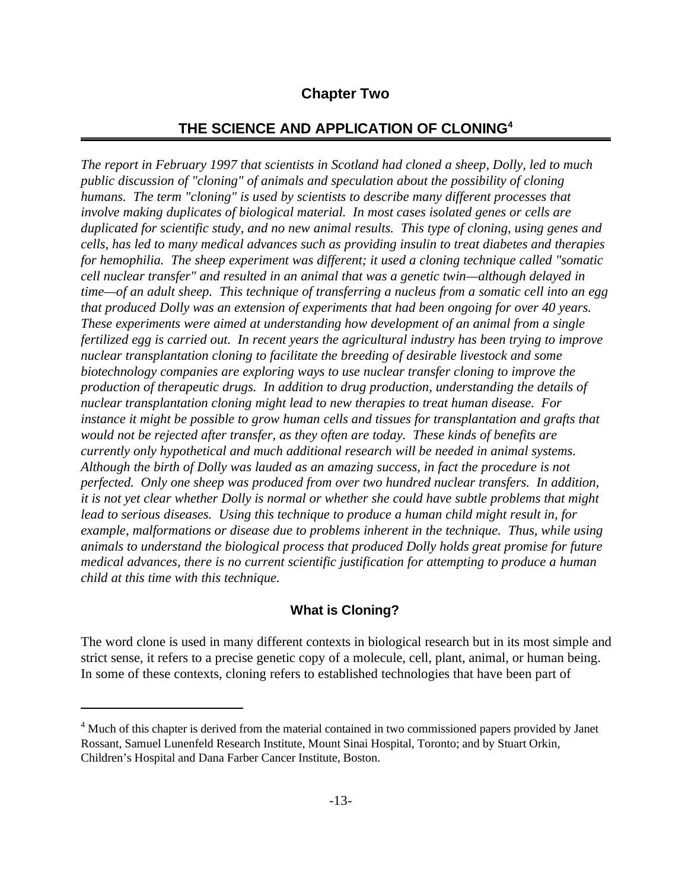# Chapter Two

## THE SCIENCE AND APPLICATION OF CLONING[4]

*The report in February 1997 that scientists in Scotland had cloned a sheep, Dolly, led to much public discussion of "cloning" of animals and speculation about the possibility of cloning humans. The term "cloning" is used by scientists to describe many different processes that involve making duplicates of biological material. In most cases isolated genes or cells are duplicated for scientific study, and no new animal results. This type of cloning, using genes and cells, has led to many medical advances such as providing insulin to treat diabetes and therapies for hemophilia. The sheep experiment was different; it used a cloning technique called "somatic cell nuclear transfer" and resulted in an animal that was a genetic twin—although delayed in time—of an adult sheep. This technique of transferring a nucleus from a somatic cell into an egg that produced Dolly was an extension of experiments that had been ongoing for over 40 years. These experiments were aimed at understanding how development of an animal from a single fertilized egg is carried out. In recent years the agricultural industry has been trying to improve nuclear transplantation cloning to facilitate the breeding of desirable livestock and some biotechnology companies are exploring ways to use nuclear transfer cloning to improve the production of therapeutic drugs. In addition to drug production, understanding the details of nuclear transplantation cloning might lead to new therapies to treat human disease. For instance it might be possible to grow human cells and tissues for transplantation and grafts that would not be rejected after transfer, as they often are today. These kinds of benefits are currently only hypothetical and much additional research will be needed in animal systems. Although the birth of Dolly was lauded as an amazing success, in fact the procedure is not perfected. Only one sheep was produced from over two hundred nuclear transfers. In addition, it is not yet clear whether Dolly is normal or whether she could have subtle problems that might lead to serious diseases. Using this technique to produce a human child might result in, for example, malformations or disease due to problems inherent in the technique. Thus, while using animals to understand the biological process that produced Dolly holds great promise for future medical advances, there is no current scientific justification for attempting to produce a human child at this time with this technique.*

### What is Cloning?

The word clone is used in many different contexts in biological research but in its most simple and strict sense, it refers to a precise genetic copy of a molecule, cell, plant, animal, or human being. In some of these contexts, cloning refers to established technologies that have been part of

---

[4] Much of this chapter is derived from the material contained in two commissioned papers provided by Janet Rossant, Samuel Lunenfeld Research Institute, Mount Sinai Hospital, Toronto; and by Stuart Orkin, Children's Hospital and Dana Farber Cancer Institute, Boston.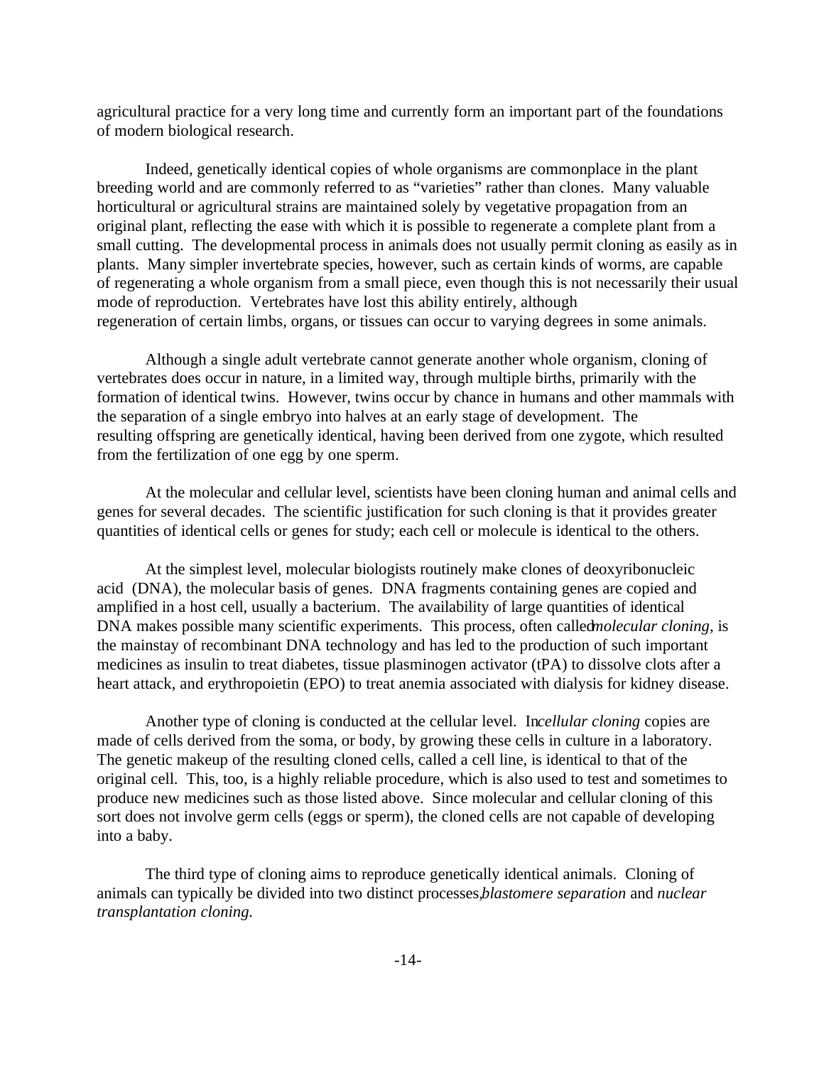agricultural practice for a very long time and currently form an important part of the foundations of modern biological research.

Indeed, genetically identical copies of whole organisms are commonplace in the plant breeding world and are commonly referred to as "varieties" rather than clones. Many valuable horticultural or agricultural strains are maintained solely by vegetative propagation from an original plant, reflecting the ease with which it is possible to regenerate a complete plant from a small cutting. The developmental process in animals does not usually permit cloning as easily as in plants. Many simpler invertebrate species, however, such as certain kinds of worms, are capable of regenerating a whole organism from a small piece, even though this is not necessarily their usual mode of reproduction. Vertebrates have lost this ability entirely, although regeneration of certain limbs, organs, or tissues can occur to varying degrees in some animals.

Although a single adult vertebrate cannot generate another whole organism, cloning of vertebrates does occur in nature, in a limited way, through multiple births, primarily with the formation of identical twins. However, twins occur by chance in humans and other mammals with the separation of a single embryo into halves at an early stage of development. The resulting offspring are genetically identical, having been derived from one zygote, which resulted from the fertilization of one egg by one sperm.

At the molecular and cellular level, scientists have been cloning human and animal cells and genes for several decades. The scientific justification for such cloning is that it provides greater quantities of identical cells or genes for study; each cell or molecule is identical to the others.

At the simplest level, molecular biologists routinely make clones of deoxyribonucleic acid (DNA), the molecular basis of genes. DNA fragments containing genes are copied and amplified in a host cell, usually a bacterium. The availability of large quantities of identical DNA makes possible many scientific experiments. This process, often called *molecular cloning,* is the mainstay of recombinant DNA technology and has led to the production of such important medicines as insulin to treat diabetes, tissue plasminogen activator (tPA) to dissolve clots after a heart attack, and erythropoietin (EPO) to treat anemia associated with dialysis for kidney disease.

Another type of cloning is conducted at the cellular level. In *cellular cloning* copies are made of cells derived from the soma, or body, by growing these cells in culture in a laboratory. The genetic makeup of the resulting cloned cells, called a cell line, is identical to that of the original cell. This, too, is a highly reliable procedure, which is also used to test and sometimes to produce new medicines such as those listed above. Since molecular and cellular cloning of this sort does not involve germ cells (eggs or sperm), the cloned cells are not capable of developing into a baby.

The third type of cloning aims to reproduce genetically identical animals. Cloning of animals can typically be divided into two distinct processes, *blastomere separation* and *nuclear transplantation cloning.*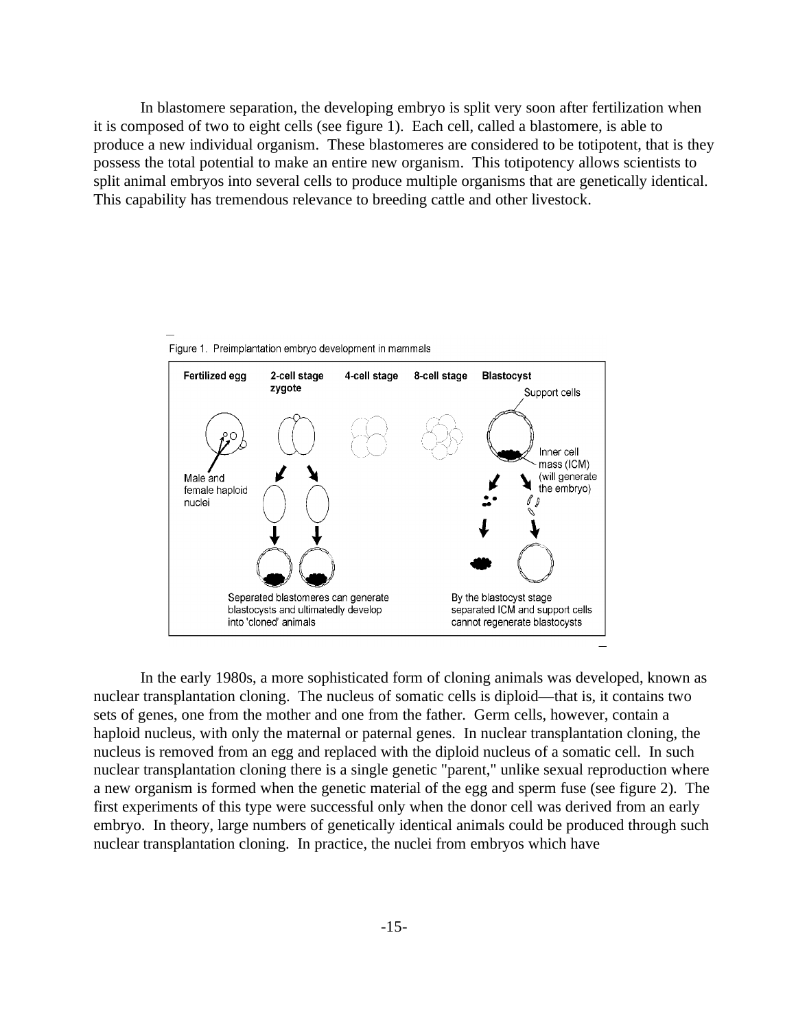In blastomere separation, the developing embryo is split very soon after fertilization when it is composed of two to eight cells (see figure 1). Each cell, called a blastomere, is able to produce a new individual organism. These blastomeres are considered to be totipotent, that is they possess the total potential to make an entire new organism. This totipotency allows scientists to split animal embryos into several cells to produce multiple organisms that are genetically identical. This capability has tremendous relevance to breeding cattle and other livestock.

Figure 1. Preimplantation embryo development in mammals

Fertilized egg — 2-cell stage zygote — 4-cell stage — 8-cell stage — Blastocyst

Male and female haploid nuclei

Support cells

Inner cell mass (ICM) (will generate the embryo)

Separated blastomeres can generate blastocysts and ultimatedly develop into 'cloned' animals

By the blastocyst stage separated ICM and support cells cannot regenerate blastocysts

In the early 1980s, a more sophisticated form of cloning animals was developed, known as nuclear transplantation cloning. The nucleus of somatic cells is diploid—that is, it contains two sets of genes, one from the mother and one from the father. Germ cells, however, contain a haploid nucleus, with only the maternal or paternal genes. In nuclear transplantation cloning, the nucleus is removed from an egg and replaced with the diploid nucleus of a somatic cell. In such nuclear transplantation cloning there is a single genetic "parent," unlike sexual reproduction where a new organism is formed when the genetic material of the egg and sperm fuse (see figure 2). The first experiments of this type were successful only when the donor cell was derived from an early embryo. In theory, large numbers of genetically identical animals could be produced through such nuclear transplantation cloning. In practice, the nuclei from embryos which have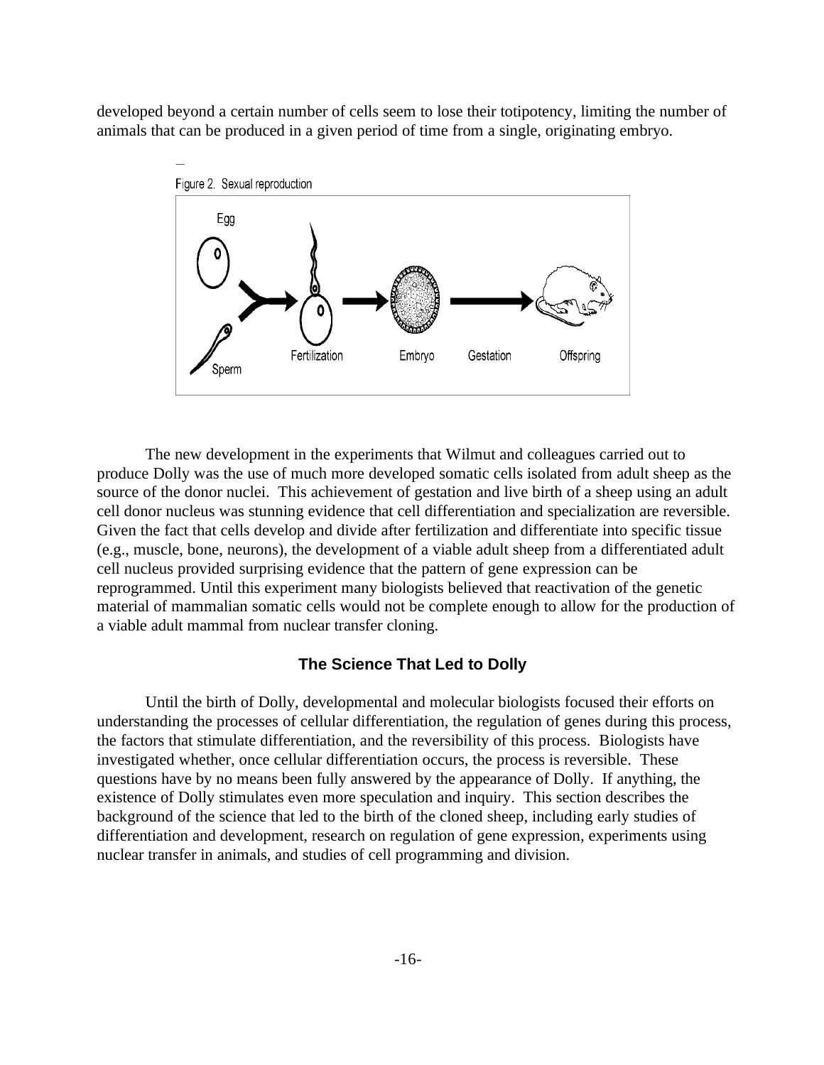developed beyond a certain number of cells seem to lose their totipotency, limiting the number of animals that can be produced in a given period of time from a single, originating embryo.

Figure 2. Sexual reproduction

The new development in the experiments that Wilmut and colleagues carried out to produce Dolly was the use of much more developed somatic cells isolated from adult sheep as the source of the donor nuclei. This achievement of gestation and live birth of a sheep using an adult cell donor nucleus was stunning evidence that cell differentiation and specialization are reversible. Given the fact that cells develop and divide after fertilization and differentiate into specific tissue (e.g., muscle, bone, neurons), the development of a viable adult sheep from a differentiated adult cell nucleus provided surprising evidence that the pattern of gene expression can be reprogrammed. Until this experiment many biologists believed that reactivation of the genetic material of mammalian somatic cells would not be complete enough to allow for the production of a viable adult mammal from nuclear transfer cloning.

## The Science That Led to Dolly

Until the birth of Dolly, developmental and molecular biologists focused their efforts on understanding the processes of cellular differentiation, the regulation of genes during this process, the factors that stimulate differentiation, and the reversibility of this process. Biologists have investigated whether, once cellular differentiation occurs, the process is reversible. These questions have by no means been fully answered by the appearance of Dolly. If anything, the existence of Dolly stimulates even more speculation and inquiry. This section describes the background of the science that led to the birth of the cloned sheep, including early studies of differentiation and development, research on regulation of gene expression, experiments using nuclear transfer in animals, and studies of cell programming and division.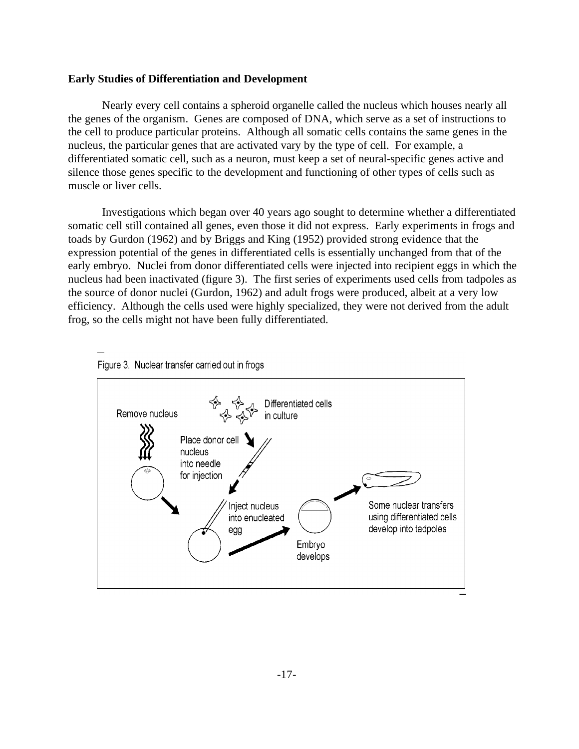**Early Studies of Differentiation and Development**

Nearly every cell contains a spheroid organelle called the nucleus which houses nearly all the genes of the organism. Genes are composed of DNA, which serve as a set of instructions to the cell to produce particular proteins. Although all somatic cells contains the same genes in the nucleus, the particular genes that are activated vary by the type of cell. For example, a differentiated somatic cell, such as a neuron, must keep a set of neural-specific genes active and silence those genes specific to the development and functioning of other types of cells such as muscle or liver cells.

Investigations which began over 40 years ago sought to determine whether a differentiated somatic cell still contained all genes, even those it did not express. Early experiments in frogs and toads by Gurdon (1962) and by Briggs and King (1952) provided strong evidence that the expression potential of the genes in differentiated cells is essentially unchanged from that of the early embryo. Nuclei from donor differentiated cells were injected into recipient eggs in which the nucleus had been inactivated (figure 3). The first series of experiments used cells from tadpoles as the source of donor nuclei (Gurdon, 1962) and adult frogs were produced, albeit at a very low efficiency. Although the cells used were highly specialized, they were not derived from the adult frog, so the cells might not have been fully differentiated.

Figure 3. Nuclear transfer carried out in frogs

Remove nucleus

Differentiated cells in culture

Place donor cell nucleus into needle for injection

Inject nucleus into enucleated egg

Embryo develops

Some nuclear transfers using differentiated cells develop into tadpoles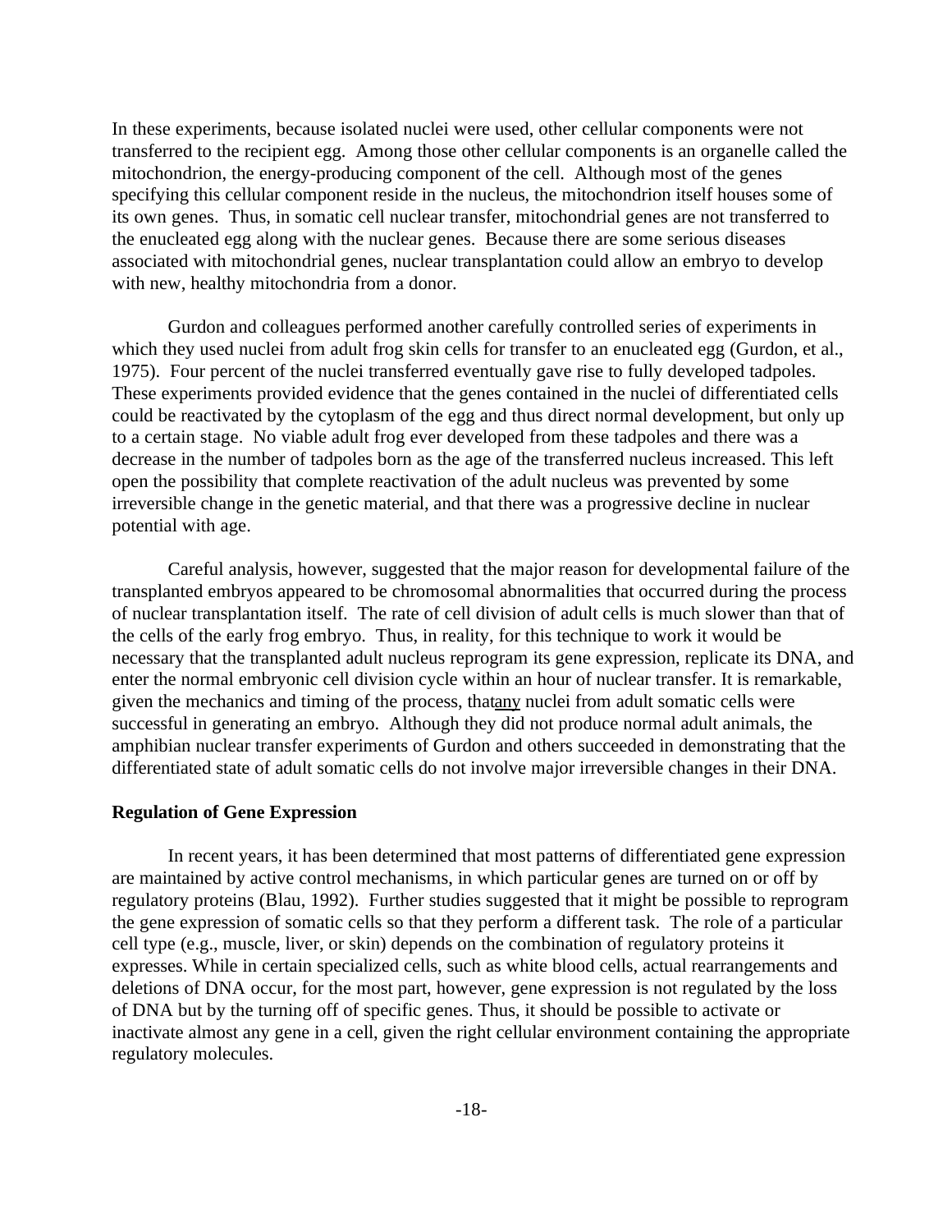In these experiments, because isolated nuclei were used, other cellular components were not transferred to the recipient egg. Among those other cellular components is an organelle called the mitochondrion, the energy-producing component of the cell. Although most of the genes specifying this cellular component reside in the nucleus, the mitochondrion itself houses some of its own genes. Thus, in somatic cell nuclear transfer, mitochondrial genes are not transferred to the enucleated egg along with the nuclear genes. Because there are some serious diseases associated with mitochondrial genes, nuclear transplantation could allow an embryo to develop with new, healthy mitochondria from a donor.

Gurdon and colleagues performed another carefully controlled series of experiments in which they used nuclei from adult frog skin cells for transfer to an enucleated egg (Gurdon, et al., 1975). Four percent of the nuclei transferred eventually gave rise to fully developed tadpoles. These experiments provided evidence that the genes contained in the nuclei of differentiated cells could be reactivated by the cytoplasm of the egg and thus direct normal development, but only up to a certain stage. No viable adult frog ever developed from these tadpoles and there was a decrease in the number of tadpoles born as the age of the transferred nucleus increased. This left open the possibility that complete reactivation of the adult nucleus was prevented by some irreversible change in the genetic material, and that there was a progressive decline in nuclear potential with age.

Careful analysis, however, suggested that the major reason for developmental failure of the transplanted embryos appeared to be chromosomal abnormalities that occurred during the process of nuclear transplantation itself. The rate of cell division of adult cells is much slower than that of the cells of the early frog embryo. Thus, in reality, for this technique to work it would be necessary that the transplanted adult nucleus reprogram its gene expression, replicate its DNA, and enter the normal embryonic cell division cycle within an hour of nuclear transfer. It is remarkable, given the mechanics and timing of the process, that<u>any</u> nuclei from adult somatic cells were successful in generating an embryo. Although they did not produce normal adult animals, the amphibian nuclear transfer experiments of Gurdon and others succeeded in demonstrating that the differentiated state of adult somatic cells do not involve major irreversible changes in their DNA.

**Regulation of Gene Expression**

In recent years, it has been determined that most patterns of differentiated gene expression are maintained by active control mechanisms, in which particular genes are turned on or off by regulatory proteins (Blau, 1992). Further studies suggested that it might be possible to reprogram the gene expression of somatic cells so that they perform a different task. The role of a particular cell type (e.g., muscle, liver, or skin) depends on the combination of regulatory proteins it expresses. While in certain specialized cells, such as white blood cells, actual rearrangements and deletions of DNA occur, for the most part, however, gene expression is not regulated by the loss of DNA but by the turning off of specific genes. Thus, it should be possible to activate or inactivate almost any gene in a cell, given the right cellular environment containing the appropriate regulatory molecules.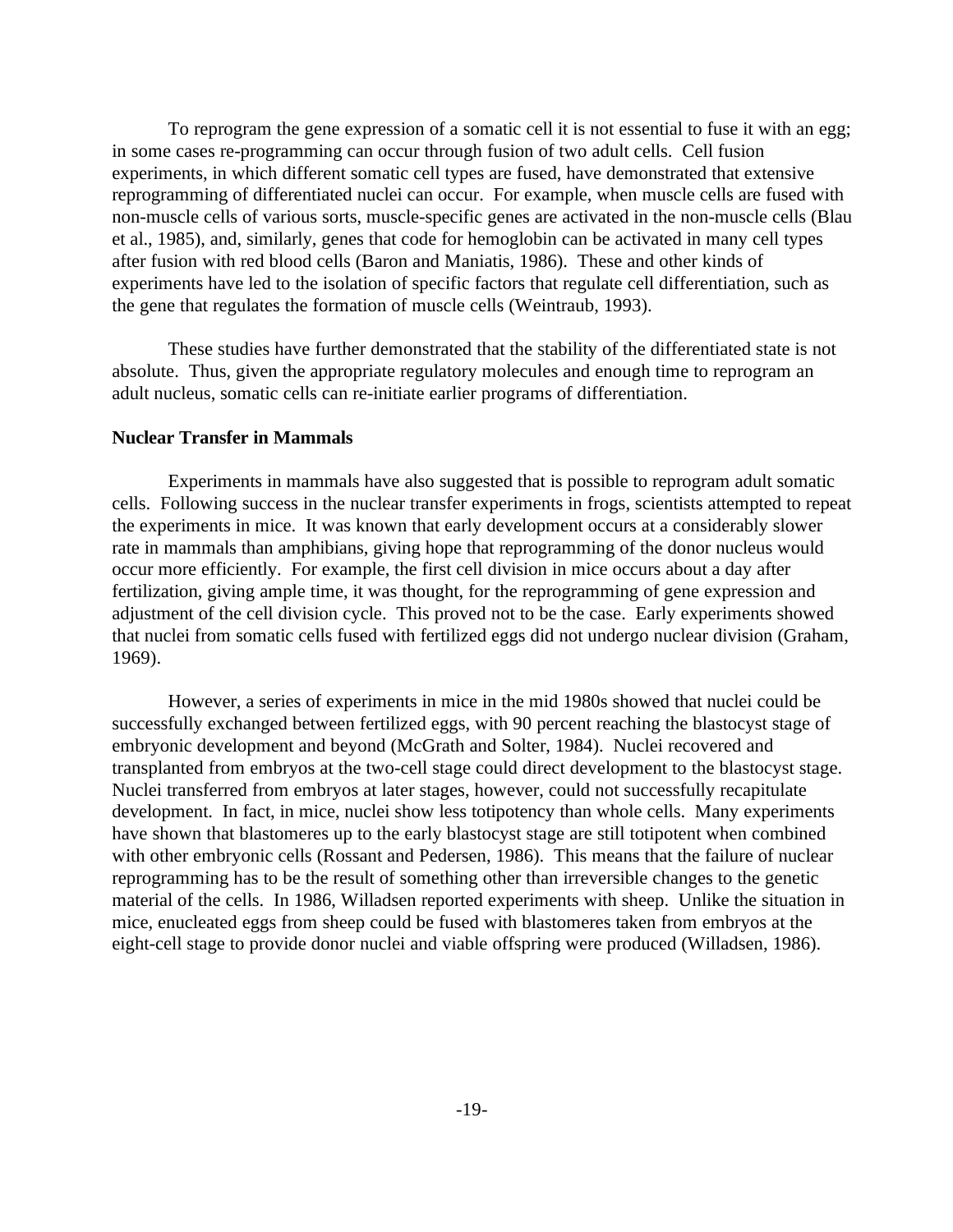To reprogram the gene expression of a somatic cell it is not essential to fuse it with an egg; in some cases re-programming can occur through fusion of two adult cells. Cell fusion experiments, in which different somatic cell types are fused, have demonstrated that extensive reprogramming of differentiated nuclei can occur. For example, when muscle cells are fused with non-muscle cells of various sorts, muscle-specific genes are activated in the non-muscle cells (Blau et al., 1985), and, similarly, genes that code for hemoglobin can be activated in many cell types after fusion with red blood cells (Baron and Maniatis, 1986). These and other kinds of experiments have led to the isolation of specific factors that regulate cell differentiation, such as the gene that regulates the formation of muscle cells (Weintraub, 1993).

These studies have further demonstrated that the stability of the differentiated state is not absolute. Thus, given the appropriate regulatory molecules and enough time to reprogram an adult nucleus, somatic cells can re-initiate earlier programs of differentiation.

**Nuclear Transfer in Mammals**

Experiments in mammals have also suggested that is possible to reprogram adult somatic cells. Following success in the nuclear transfer experiments in frogs, scientists attempted to repeat the experiments in mice. It was known that early development occurs at a considerably slower rate in mammals than amphibians, giving hope that reprogramming of the donor nucleus would occur more efficiently. For example, the first cell division in mice occurs about a day after fertilization, giving ample time, it was thought, for the reprogramming of gene expression and adjustment of the cell division cycle. This proved not to be the case. Early experiments showed that nuclei from somatic cells fused with fertilized eggs did not undergo nuclear division (Graham, 1969).

However, a series of experiments in mice in the mid 1980s showed that nuclei could be successfully exchanged between fertilized eggs, with 90 percent reaching the blastocyst stage of embryonic development and beyond (McGrath and Solter, 1984). Nuclei recovered and transplanted from embryos at the two-cell stage could direct development to the blastocyst stage. Nuclei transferred from embryos at later stages, however, could not successfully recapitulate development. In fact, in mice, nuclei show less totipotency than whole cells. Many experiments have shown that blastomeres up to the early blastocyst stage are still totipotent when combined with other embryonic cells (Rossant and Pedersen, 1986). This means that the failure of nuclear reprogramming has to be the result of something other than irreversible changes to the genetic material of the cells. In 1986, Willadsen reported experiments with sheep. Unlike the situation in mice, enucleated eggs from sheep could be fused with blastomeres taken from embryos at the eight-cell stage to provide donor nuclei and viable offspring were produced (Willadsen, 1986).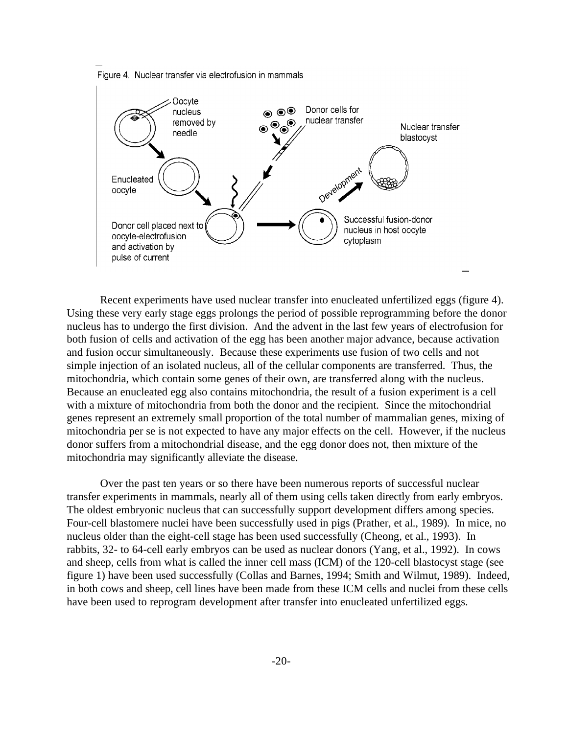Figure 4. Nuclear transfer via electrofusion in mammals

Recent experiments have used nuclear transfer into enucleated unfertilized eggs (figure 4). Using these very early stage eggs prolongs the period of possible reprogramming before the donor nucleus has to undergo the first division. And the advent in the last few years of electrofusion for both fusion of cells and activation of the egg has been another major advance, because activation and fusion occur simultaneously. Because these experiments use fusion of two cells and not simple injection of an isolated nucleus, all of the cellular components are transferred. Thus, the mitochondria, which contain some genes of their own, are transferred along with the nucleus. Because an enucleated egg also contains mitochondria, the result of a fusion experiment is a cell with a mixture of mitochondria from both the donor and the recipient. Since the mitochondrial genes represent an extremely small proportion of the total number of mammalian genes, mixing of mitochondria per se is not expected to have any major effects on the cell. However, if the nucleus donor suffers from a mitochondrial disease, and the egg donor does not, then mixture of the mitochondria may significantly alleviate the disease.

Over the past ten years or so there have been numerous reports of successful nuclear transfer experiments in mammals, nearly all of them using cells taken directly from early embryos. The oldest embryonic nucleus that can successfully support development differs among species. Four-cell blastomere nuclei have been successfully used in pigs (Prather, et al., 1989). In mice, no nucleus older than the eight-cell stage has been used successfully (Cheong, et al., 1993). In rabbits, 32- to 64-cell early embryos can be used as nuclear donors (Yang, et al., 1992). In cows and sheep, cells from what is called the inner cell mass (ICM) of the 120-cell blastocyst stage (see figure 1) have been used successfully (Collas and Barnes, 1994; Smith and Wilmut, 1989). Indeed, in both cows and sheep, cell lines have been made from these ICM cells and nuclei from these cells have been used to reprogram development after transfer into enucleated unfertilized eggs.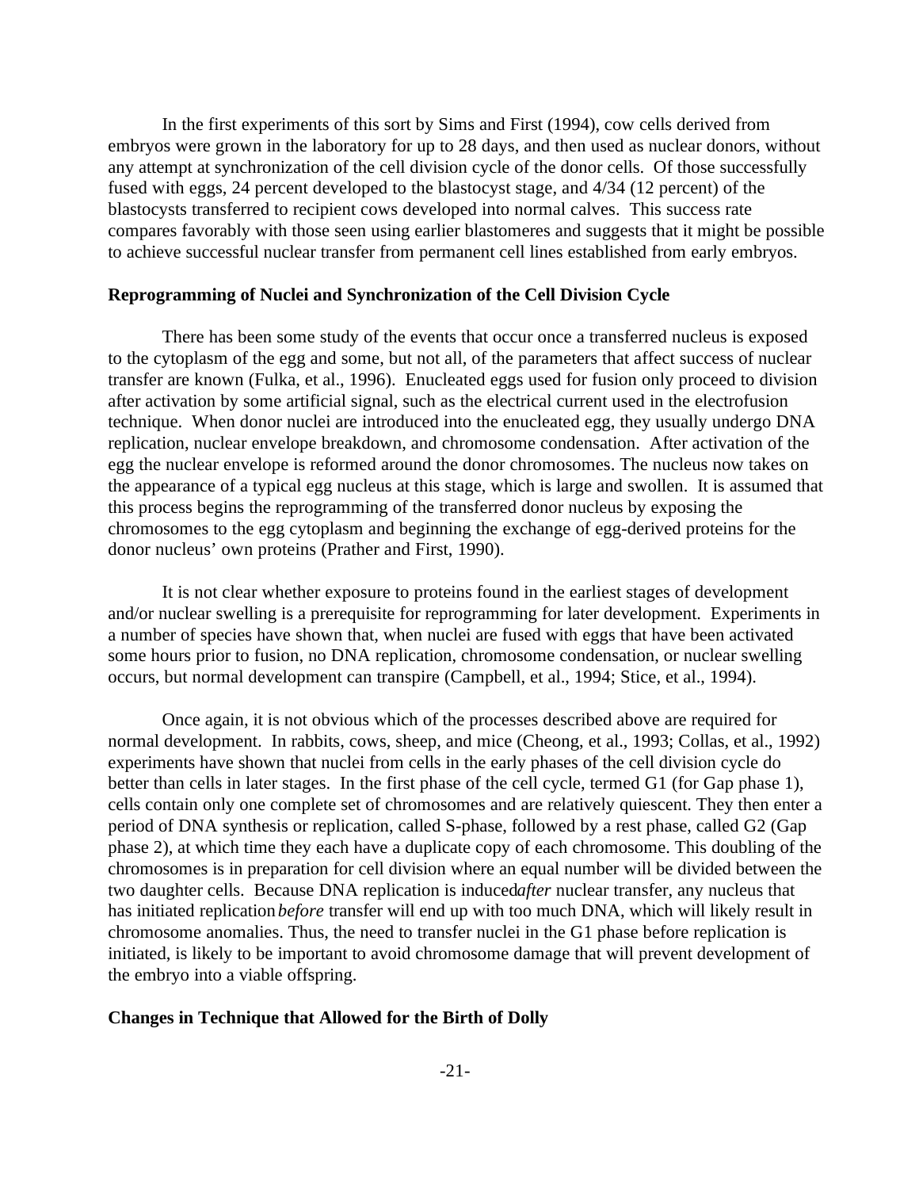In the first experiments of this sort by Sims and First (1994), cow cells derived from embryos were grown in the laboratory for up to 28 days, and then used as nuclear donors, without any attempt at synchronization of the cell division cycle of the donor cells. Of those successfully fused with eggs, 24 percent developed to the blastocyst stage, and 4/34 (12 percent) of the blastocysts transferred to recipient cows developed into normal calves. This success rate compares favorably with those seen using earlier blastomeres and suggests that it might be possible to achieve successful nuclear transfer from permanent cell lines established from early embryos.

### Reprogramming of Nuclei and Synchronization of the Cell Division Cycle

There has been some study of the events that occur once a transferred nucleus is exposed to the cytoplasm of the egg and some, but not all, of the parameters that affect success of nuclear transfer are known (Fulka, et al., 1996). Enucleated eggs used for fusion only proceed to division after activation by some artificial signal, such as the electrical current used in the electrofusion technique. When donor nuclei are introduced into the enucleated egg, they usually undergo DNA replication, nuclear envelope breakdown, and chromosome condensation. After activation of the egg the nuclear envelope is reformed around the donor chromosomes. The nucleus now takes on the appearance of a typical egg nucleus at this stage, which is large and swollen. It is assumed that this process begins the reprogramming of the transferred donor nucleus by exposing the chromosomes to the egg cytoplasm and beginning the exchange of egg-derived proteins for the donor nucleus' own proteins (Prather and First, 1990).

It is not clear whether exposure to proteins found in the earliest stages of development and/or nuclear swelling is a prerequisite for reprogramming for later development. Experiments in a number of species have shown that, when nuclei are fused with eggs that have been activated some hours prior to fusion, no DNA replication, chromosome condensation, or nuclear swelling occurs, but normal development can transpire (Campbell, et al., 1994; Stice, et al., 1994).

Once again, it is not obvious which of the processes described above are required for normal development. In rabbits, cows, sheep, and mice (Cheong, et al., 1993; Collas, et al., 1992) experiments have shown that nuclei from cells in the early phases of the cell division cycle do better than cells in later stages. In the first phase of the cell cycle, termed G1 (for Gap phase 1), cells contain only one complete set of chromosomes and are relatively quiescent. They then enter a period of DNA synthesis or replication, called S-phase, followed by a rest phase, called G2 (Gap phase 2), at which time they each have a duplicate copy of each chromosome. This doubling of the chromosomes is in preparation for cell division where an equal number will be divided between the two daughter cells. Because DNA replication is induced *after* nuclear transfer, any nucleus that has initiated replication *before* transfer will end up with too much DNA, which will likely result in chromosome anomalies. Thus, the need to transfer nuclei in the G1 phase before replication is initiated, is likely to be important to avoid chromosome damage that will prevent development of the embryo into a viable offspring.

### Changes in Technique that Allowed for the Birth of Dolly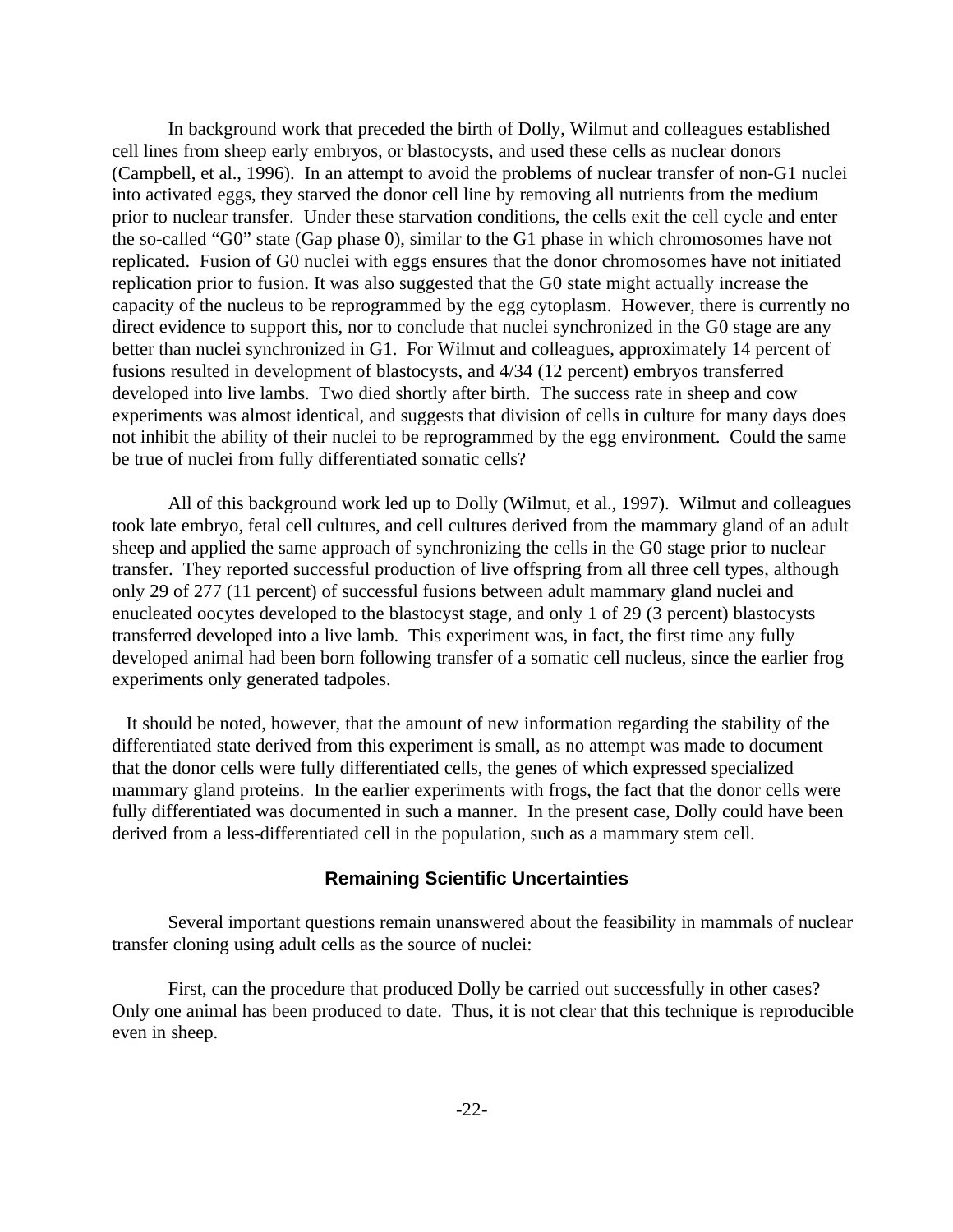In background work that preceded the birth of Dolly, Wilmut and colleagues established cell lines from sheep early embryos, or blastocysts, and used these cells as nuclear donors (Campbell, et al., 1996). In an attempt to avoid the problems of nuclear transfer of non-G1 nuclei into activated eggs, they starved the donor cell line by removing all nutrients from the medium prior to nuclear transfer. Under these starvation conditions, the cells exit the cell cycle and enter the so-called "G0" state (Gap phase 0), similar to the G1 phase in which chromosomes have not replicated. Fusion of G0 nuclei with eggs ensures that the donor chromosomes have not initiated replication prior to fusion. It was also suggested that the G0 state might actually increase the capacity of the nucleus to be reprogrammed by the egg cytoplasm. However, there is currently no direct evidence to support this, nor to conclude that nuclei synchronized in the G0 stage are any better than nuclei synchronized in G1. For Wilmut and colleagues, approximately 14 percent of fusions resulted in development of blastocysts, and 4/34 (12 percent) embryos transferred developed into live lambs. Two died shortly after birth. The success rate in sheep and cow experiments was almost identical, and suggests that division of cells in culture for many days does not inhibit the ability of their nuclei to be reprogrammed by the egg environment. Could the same be true of nuclei from fully differentiated somatic cells?

All of this background work led up to Dolly (Wilmut, et al., 1997). Wilmut and colleagues took late embryo, fetal cell cultures, and cell cultures derived from the mammary gland of an adult sheep and applied the same approach of synchronizing the cells in the G0 stage prior to nuclear transfer. They reported successful production of live offspring from all three cell types, although only 29 of 277 (11 percent) of successful fusions between adult mammary gland nuclei and enucleated oocytes developed to the blastocyst stage, and only 1 of 29 (3 percent) blastocysts transferred developed into a live lamb. This experiment was, in fact, the first time any fully developed animal had been born following transfer of a somatic cell nucleus, since the earlier frog experiments only generated tadpoles.

It should be noted, however, that the amount of new information regarding the stability of the differentiated state derived from this experiment is small, as no attempt was made to document that the donor cells were fully differentiated cells, the genes of which expressed specialized mammary gland proteins. In the earlier experiments with frogs, the fact that the donor cells were fully differentiated was documented in such a manner. In the present case, Dolly could have been derived from a less-differentiated cell in the population, such as a mammary stem cell.

## Remaining Scientific Uncertainties

Several important questions remain unanswered about the feasibility in mammals of nuclear transfer cloning using adult cells as the source of nuclei:

First, can the procedure that produced Dolly be carried out successfully in other cases? Only one animal has been produced to date. Thus, it is not clear that this technique is reproducible even in sheep.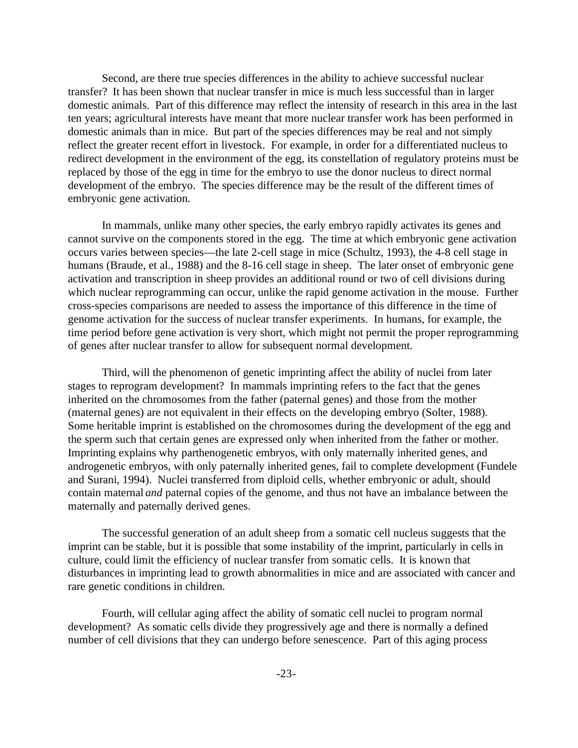Second, are there true species differences in the ability to achieve successful nuclear transfer? It has been shown that nuclear transfer in mice is much less successful than in larger domestic animals. Part of this difference may reflect the intensity of research in this area in the last ten years; agricultural interests have meant that more nuclear transfer work has been performed in domestic animals than in mice. But part of the species differences may be real and not simply reflect the greater recent effort in livestock. For example, in order for a differentiated nucleus to redirect development in the environment of the egg, its constellation of regulatory proteins must be replaced by those of the egg in time for the embryo to use the donor nucleus to direct normal development of the embryo. The species difference may be the result of the different times of embryonic gene activation.

In mammals, unlike many other species, the early embryo rapidly activates its genes and cannot survive on the components stored in the egg. The time at which embryonic gene activation occurs varies between species—the late 2-cell stage in mice (Schultz, 1993), the 4-8 cell stage in humans (Braude, et al., 1988) and the 8-16 cell stage in sheep. The later onset of embryonic gene activation and transcription in sheep provides an additional round or two of cell divisions during which nuclear reprogramming can occur, unlike the rapid genome activation in the mouse. Further cross-species comparisons are needed to assess the importance of this difference in the time of genome activation for the success of nuclear transfer experiments. In humans, for example, the time period before gene activation is very short, which might not permit the proper reprogramming of genes after nuclear transfer to allow for subsequent normal development.

Third, will the phenomenon of genetic imprinting affect the ability of nuclei from later stages to reprogram development? In mammals imprinting refers to the fact that the genes inherited on the chromosomes from the father (paternal genes) and those from the mother (maternal genes) are not equivalent in their effects on the developing embryo (Solter, 1988). Some heritable imprint is established on the chromosomes during the development of the egg and the sperm such that certain genes are expressed only when inherited from the father or mother. Imprinting explains why parthenogenetic embryos, with only maternally inherited genes, and androgenetic embryos, with only paternally inherited genes, fail to complete development (Fundele and Surani, 1994). Nuclei transferred from diploid cells, whether embryonic or adult, should contain maternal *and* paternal copies of the genome, and thus not have an imbalance between the maternally and paternally derived genes.

The successful generation of an adult sheep from a somatic cell nucleus suggests that the imprint can be stable, but it is possible that some instability of the imprint, particularly in cells in culture, could limit the efficiency of nuclear transfer from somatic cells. It is known that disturbances in imprinting lead to growth abnormalities in mice and are associated with cancer and rare genetic conditions in children.

Fourth, will cellular aging affect the ability of somatic cell nuclei to program normal development? As somatic cells divide they progressively age and there is normally a defined number of cell divisions that they can undergo before senescence. Part of this aging process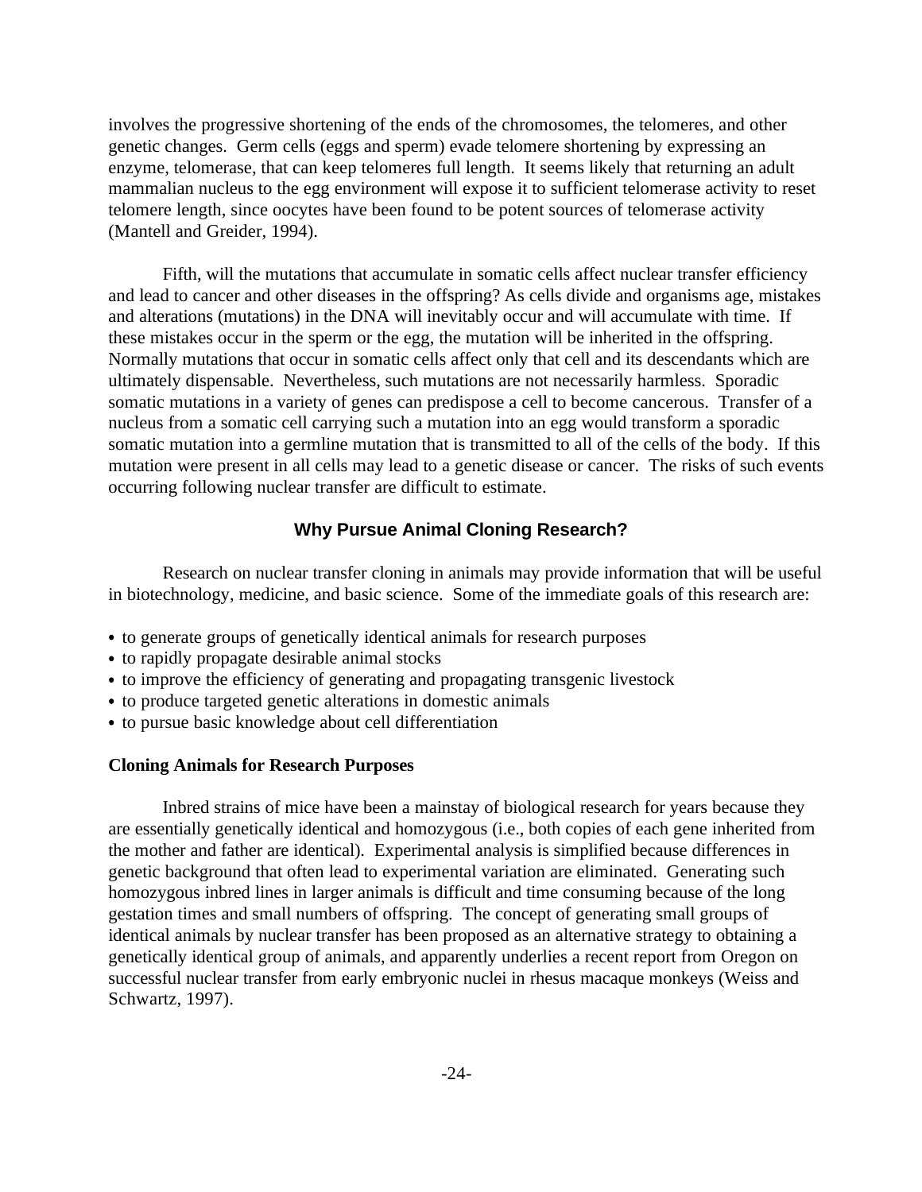involves the progressive shortening of the ends of the chromosomes, the telomeres, and other genetic changes. Germ cells (eggs and sperm) evade telomere shortening by expressing an enzyme, telomerase, that can keep telomeres full length. It seems likely that returning an adult mammalian nucleus to the egg environment will expose it to sufficient telomerase activity to reset telomere length, since oocytes have been found to be potent sources of telomerase activity (Mantell and Greider, 1994).

Fifth, will the mutations that accumulate in somatic cells affect nuclear transfer efficiency and lead to cancer and other diseases in the offspring? As cells divide and organisms age, mistakes and alterations (mutations) in the DNA will inevitably occur and will accumulate with time. If these mistakes occur in the sperm or the egg, the mutation will be inherited in the offspring. Normally mutations that occur in somatic cells affect only that cell and its descendants which are ultimately dispensable. Nevertheless, such mutations are not necessarily harmless. Sporadic somatic mutations in a variety of genes can predispose a cell to become cancerous. Transfer of a nucleus from a somatic cell carrying such a mutation into an egg would transform a sporadic somatic mutation into a germline mutation that is transmitted to all of the cells of the body. If this mutation were present in all cells may lead to a genetic disease or cancer. The risks of such events occurring following nuclear transfer are difficult to estimate.

## Why Pursue Animal Cloning Research?

Research on nuclear transfer cloning in animals may provide information that will be useful in biotechnology, medicine, and basic science. Some of the immediate goals of this research are:

- to generate groups of genetically identical animals for research purposes
- to rapidly propagate desirable animal stocks
- to improve the efficiency of generating and propagating transgenic livestock
- to produce targeted genetic alterations in domestic animals
- to pursue basic knowledge about cell differentiation

### Cloning Animals for Research Purposes

Inbred strains of mice have been a mainstay of biological research for years because they are essentially genetically identical and homozygous (i.e., both copies of each gene inherited from the mother and father are identical). Experimental analysis is simplified because differences in genetic background that often lead to experimental variation are eliminated. Generating such homozygous inbred lines in larger animals is difficult and time consuming because of the long gestation times and small numbers of offspring. The concept of generating small groups of identical animals by nuclear transfer has been proposed as an alternative strategy to obtaining a genetically identical group of animals, and apparently underlies a recent report from Oregon on successful nuclear transfer from early embryonic nuclei in rhesus macaque monkeys (Weiss and Schwartz, 1997).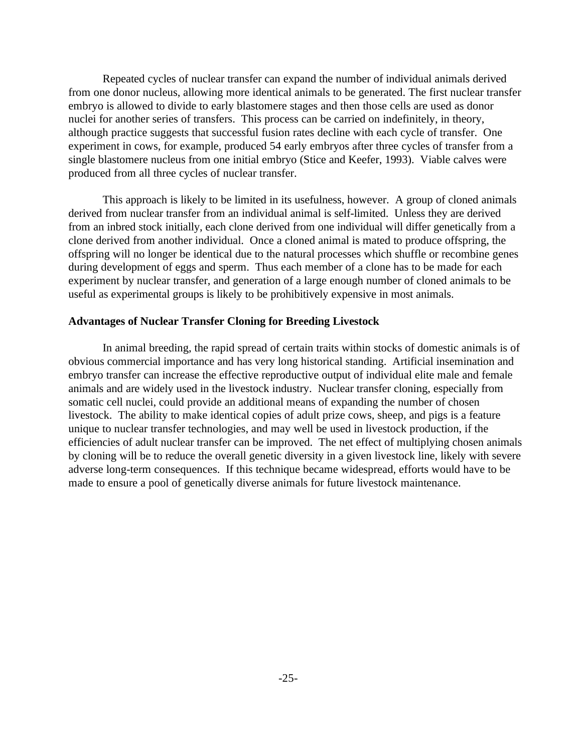Repeated cycles of nuclear transfer can expand the number of individual animals derived from one donor nucleus, allowing more identical animals to be generated. The first nuclear transfer embryo is allowed to divide to early blastomere stages and then those cells are used as donor nuclei for another series of transfers. This process can be carried on indefinitely, in theory, although practice suggests that successful fusion rates decline with each cycle of transfer. One experiment in cows, for example, produced 54 early embryos after three cycles of transfer from a single blastomere nucleus from one initial embryo (Stice and Keefer, 1993). Viable calves were produced from all three cycles of nuclear transfer.

This approach is likely to be limited in its usefulness, however. A group of cloned animals derived from nuclear transfer from an individual animal is self-limited. Unless they are derived from an inbred stock initially, each clone derived from one individual will differ genetically from a clone derived from another individual. Once a cloned animal is mated to produce offspring, the offspring will no longer be identical due to the natural processes which shuffle or recombine genes during development of eggs and sperm. Thus each member of a clone has to be made for each experiment by nuclear transfer, and generation of a large enough number of cloned animals to be useful as experimental groups is likely to be prohibitively expensive in most animals.

**Advantages of Nuclear Transfer Cloning for Breeding Livestock**

In animal breeding, the rapid spread of certain traits within stocks of domestic animals is of obvious commercial importance and has very long historical standing. Artificial insemination and embryo transfer can increase the effective reproductive output of individual elite male and female animals and are widely used in the livestock industry. Nuclear transfer cloning, especially from somatic cell nuclei, could provide an additional means of expanding the number of chosen livestock. The ability to make identical copies of adult prize cows, sheep, and pigs is a feature unique to nuclear transfer technologies, and may well be used in livestock production, if the efficiencies of adult nuclear transfer can be improved. The net effect of multiplying chosen animals by cloning will be to reduce the overall genetic diversity in a given livestock line, likely with severe adverse long-term consequences. If this technique became widespread, efforts would have to be made to ensure a pool of genetically diverse animals for future livestock maintenance.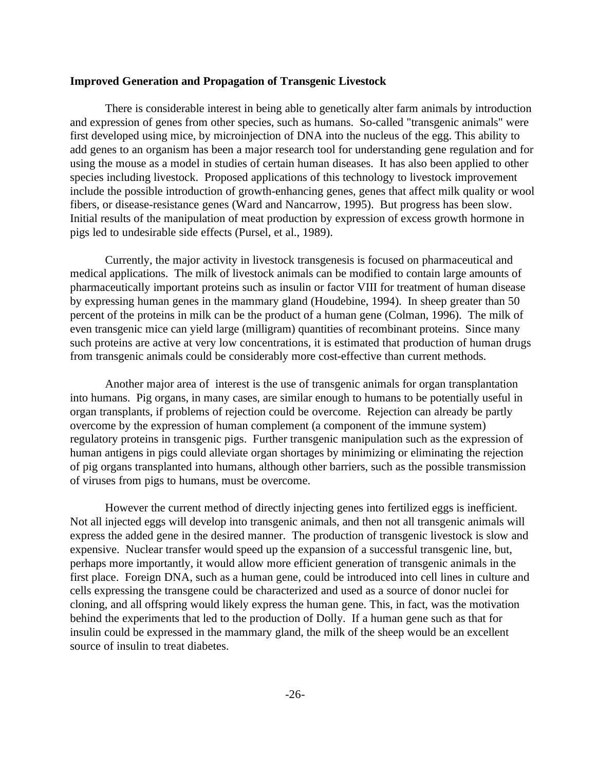**Improved Generation and Propagation of Transgenic Livestock**

There is considerable interest in being able to genetically alter farm animals by introduction and expression of genes from other species, such as humans. So-called "transgenic animals" were first developed using mice, by microinjection of DNA into the nucleus of the egg. This ability to add genes to an organism has been a major research tool for understanding gene regulation and for using the mouse as a model in studies of certain human diseases. It has also been applied to other species including livestock. Proposed applications of this technology to livestock improvement include the possible introduction of growth-enhancing genes, genes that affect milk quality or wool fibers, or disease-resistance genes (Ward and Nancarrow, 1995). But progress has been slow. Initial results of the manipulation of meat production by expression of excess growth hormone in pigs led to undesirable side effects (Pursel, et al., 1989).

Currently, the major activity in livestock transgenesis is focused on pharmaceutical and medical applications. The milk of livestock animals can be modified to contain large amounts of pharmaceutically important proteins such as insulin or factor VIII for treatment of human disease by expressing human genes in the mammary gland (Houdebine, 1994). In sheep greater than 50 percent of the proteins in milk can be the product of a human gene (Colman, 1996). The milk of even transgenic mice can yield large (milligram) quantities of recombinant proteins. Since many such proteins are active at very low concentrations, it is estimated that production of human drugs from transgenic animals could be considerably more cost-effective than current methods.

Another major area of interest is the use of transgenic animals for organ transplantation into humans. Pig organs, in many cases, are similar enough to humans to be potentially useful in organ transplants, if problems of rejection could be overcome. Rejection can already be partly overcome by the expression of human complement (a component of the immune system) regulatory proteins in transgenic pigs. Further transgenic manipulation such as the expression of human antigens in pigs could alleviate organ shortages by minimizing or eliminating the rejection of pig organs transplanted into humans, although other barriers, such as the possible transmission of viruses from pigs to humans, must be overcome.

However the current method of directly injecting genes into fertilized eggs is inefficient. Not all injected eggs will develop into transgenic animals, and then not all transgenic animals will express the added gene in the desired manner. The production of transgenic livestock is slow and expensive. Nuclear transfer would speed up the expansion of a successful transgenic line, but, perhaps more importantly, it would allow more efficient generation of transgenic animals in the first place. Foreign DNA, such as a human gene, could be introduced into cell lines in culture and cells expressing the transgene could be characterized and used as a source of donor nuclei for cloning, and all offspring would likely express the human gene. This, in fact, was the motivation behind the experiments that led to the production of Dolly. If a human gene such as that for insulin could be expressed in the mammary gland, the milk of the sheep would be an excellent source of insulin to treat diabetes.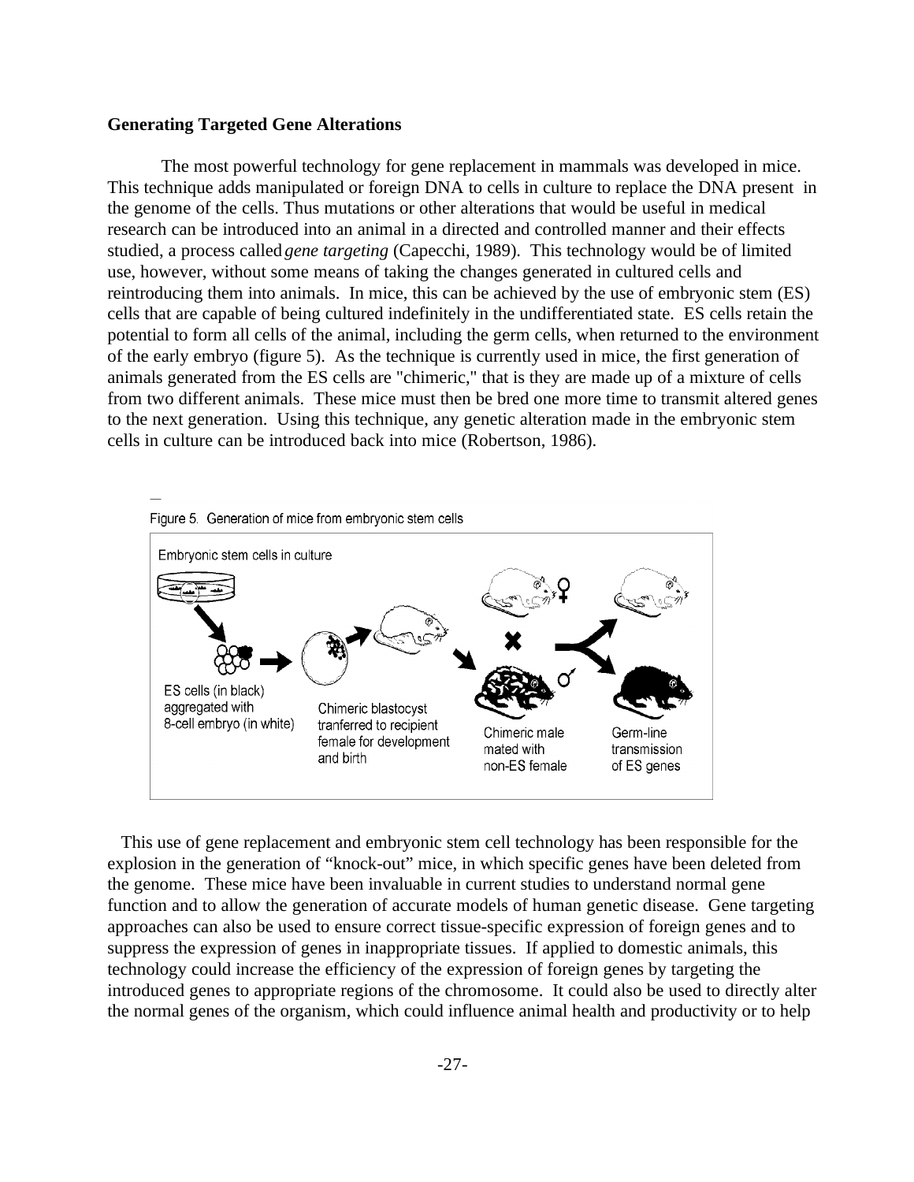**Generating Targeted Gene Alterations**

The most powerful technology for gene replacement in mammals was developed in mice. This technique adds manipulated or foreign DNA to cells in culture to replace the DNA present in the genome of the cells. Thus mutations or other alterations that would be useful in medical research can be introduced into an animal in a directed and controlled manner and their effects studied, a process called *gene targeting* (Capecchi, 1989). This technology would be of limited use, however, without some means of taking the changes generated in cultured cells and reintroducing them into animals. In mice, this can be achieved by the use of embryonic stem (ES) cells that are capable of being cultured indefinitely in the undifferentiated state. ES cells retain the potential to form all cells of the animal, including the germ cells, when returned to the environment of the early embryo (figure 5). As the technique is currently used in mice, the first generation of animals generated from the ES cells are "chimeric," that is they are made up of a mixture of cells from two different animals. These mice must then be bred one more time to transmit altered genes to the next generation. Using this technique, any genetic alteration made in the embryonic stem cells in culture can be introduced back into mice (Robertson, 1986).

Figure 5. Generation of mice from embryonic stem cells

Embryonic stem cells in culture

ES cells (in black) aggregated with 8-cell embryo (in white)

Chimeric blastocyst tranferred to recipient female for development and birth

Chimeric male mated with non-ES female

Germ-line transmission of ES genes

This use of gene replacement and embryonic stem cell technology has been responsible for the explosion in the generation of "knock-out" mice, in which specific genes have been deleted from the genome. These mice have been invaluable in current studies to understand normal gene function and to allow the generation of accurate models of human genetic disease. Gene targeting approaches can also be used to ensure correct tissue-specific expression of foreign genes and to suppress the expression of genes in inappropriate tissues. If applied to domestic animals, this technology could increase the efficiency of the expression of foreign genes by targeting the introduced genes to appropriate regions of the chromosome. It could also be used to directly alter the normal genes of the organism, which could influence animal health and productivity or to help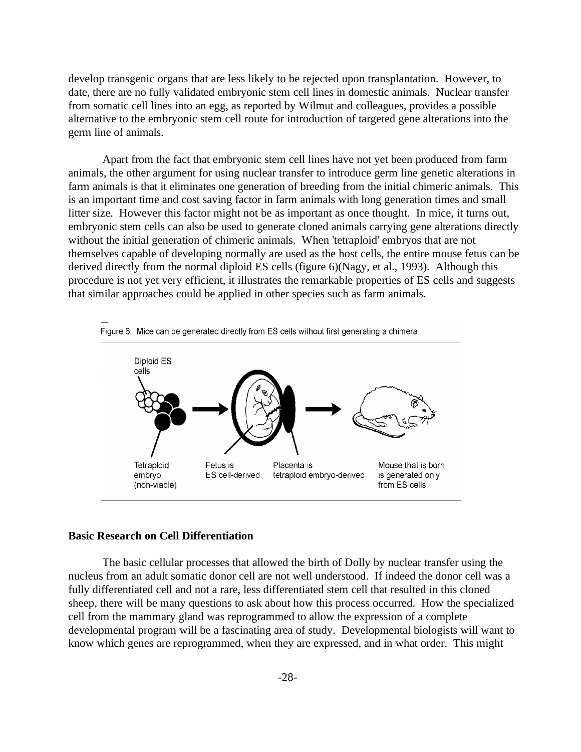develop transgenic organs that are less likely to be rejected upon transplantation. However, to date, there are no fully validated embryonic stem cell lines in domestic animals. Nuclear transfer from somatic cell lines into an egg, as reported by Wilmut and colleagues, provides a possible alternative to the embryonic stem cell route for introduction of targeted gene alterations into the germ line of animals.

Apart from the fact that embryonic stem cell lines have not yet been produced from farm animals, the other argument for using nuclear transfer to introduce germ line genetic alterations in farm animals is that it eliminates one generation of breeding from the initial chimeric animals. This is an important time and cost saving factor in farm animals with long generation times and small litter size. However this factor might not be as important as once thought. In mice, it turns out, embryonic stem cells can also be used to generate cloned animals carrying gene alterations directly without the initial generation of chimeric animals. When 'tetraploid' embryos that are not themselves capable of developing normally are used as the host cells, the entire mouse fetus can be derived directly from the normal diploid ES cells (figure 6)(Nagy, et al., 1993). Although this procedure is not yet very efficient, it illustrates the remarkable properties of ES cells and suggests that similar approaches could be applied in other species such as farm animals.

Figure 6. Mice can be generated directly from ES cells without first generating a chimera

Diploid ES cells

Tetraploid embryo (non-viable)

Fetus is ES cell-derived

Placenta is tetraploid embryo-derived

Mouse that is born is generated only from ES cells

**Basic Research on Cell Differentiation**

The basic cellular processes that allowed the birth of Dolly by nuclear transfer using the nucleus from an adult somatic donor cell are not well understood. If indeed the donor cell was a fully differentiated cell and not a rare, less differentiated stem cell that resulted in this cloned sheep, there will be many questions to ask about how this process occurred. How the specialized cell from the mammary gland was reprogrammed to allow the expression of a complete developmental program will be a fascinating area of study. Developmental biologists will want to know which genes are reprogrammed, when they are expressed, and in what order. This might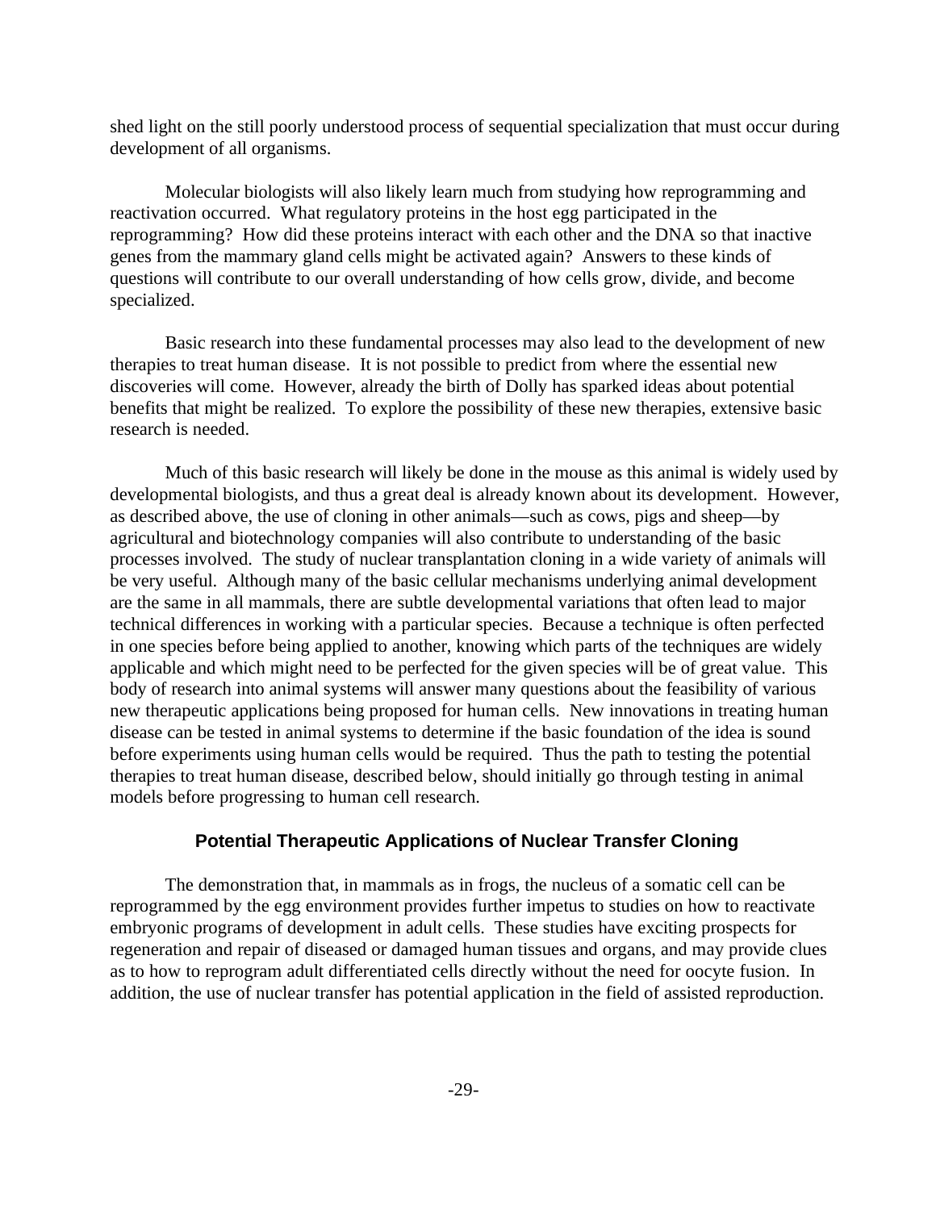shed light on the still poorly understood process of sequential specialization that must occur during development of all organisms.

Molecular biologists will also likely learn much from studying how reprogramming and reactivation occurred. What regulatory proteins in the host egg participated in the reprogramming? How did these proteins interact with each other and the DNA so that inactive genes from the mammary gland cells might be activated again? Answers to these kinds of questions will contribute to our overall understanding of how cells grow, divide, and become specialized.

Basic research into these fundamental processes may also lead to the development of new therapies to treat human disease. It is not possible to predict from where the essential new discoveries will come. However, already the birth of Dolly has sparked ideas about potential benefits that might be realized. To explore the possibility of these new therapies, extensive basic research is needed.

Much of this basic research will likely be done in the mouse as this animal is widely used by developmental biologists, and thus a great deal is already known about its development. However, as described above, the use of cloning in other animals—such as cows, pigs and sheep—by agricultural and biotechnology companies will also contribute to understanding of the basic processes involved. The study of nuclear transplantation cloning in a wide variety of animals will be very useful. Although many of the basic cellular mechanisms underlying animal development are the same in all mammals, there are subtle developmental variations that often lead to major technical differences in working with a particular species. Because a technique is often perfected in one species before being applied to another, knowing which parts of the techniques are widely applicable and which might need to be perfected for the given species will be of great value. This body of research into animal systems will answer many questions about the feasibility of various new therapeutic applications being proposed for human cells. New innovations in treating human disease can be tested in animal systems to determine if the basic foundation of the idea is sound before experiments using human cells would be required. Thus the path to testing the potential therapies to treat human disease, described below, should initially go through testing in animal models before progressing to human cell research.

### Potential Therapeutic Applications of Nuclear Transfer Cloning

The demonstration that, in mammals as in frogs, the nucleus of a somatic cell can be reprogrammed by the egg environment provides further impetus to studies on how to reactivate embryonic programs of development in adult cells. These studies have exciting prospects for regeneration and repair of diseased or damaged human tissues and organs, and may provide clues as to how to reprogram adult differentiated cells directly without the need for oocyte fusion. In addition, the use of nuclear transfer has potential application in the field of assisted reproduction.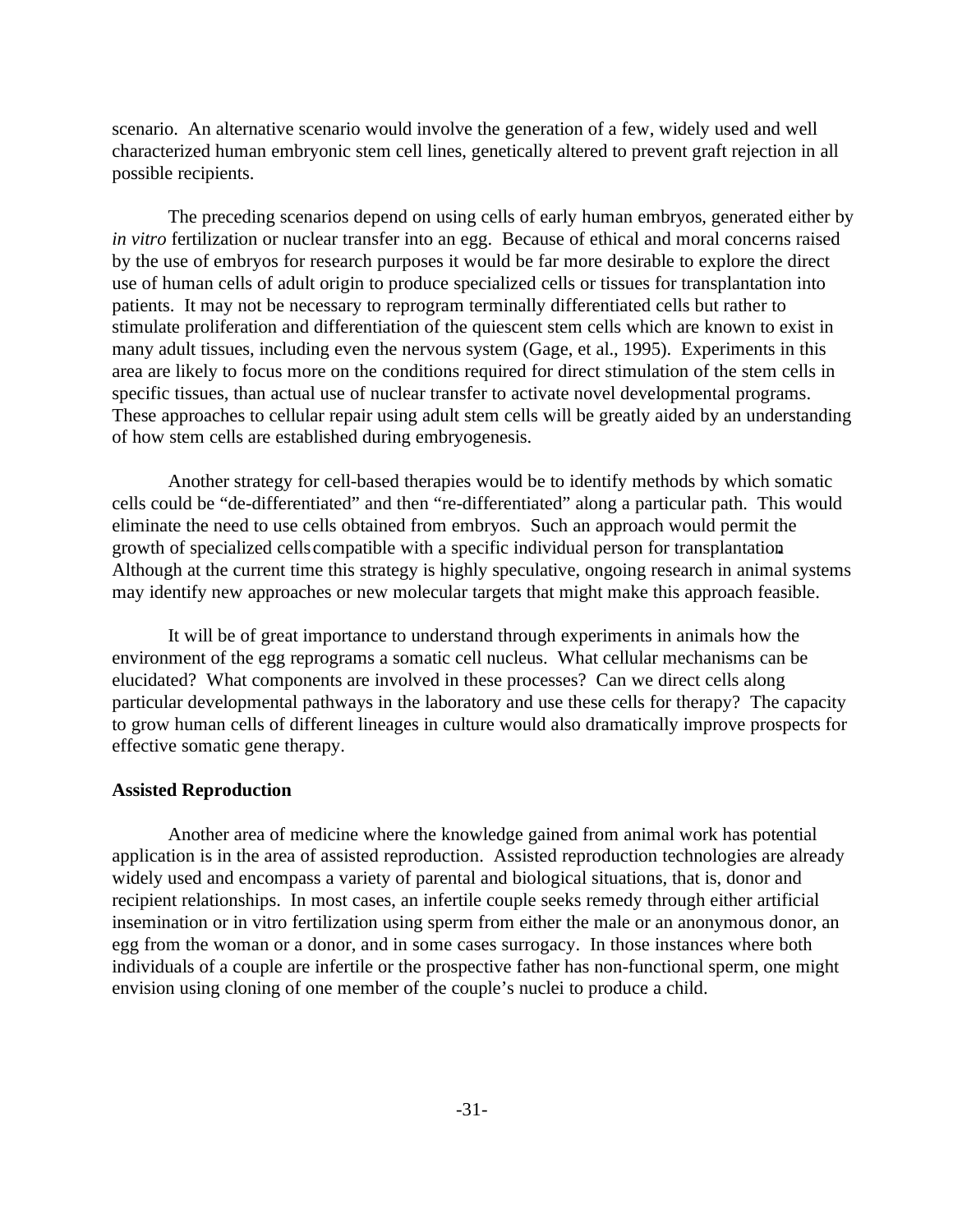scenario. An alternative scenario would involve the generation of a few, widely used and well characterized human embryonic stem cell lines, genetically altered to prevent graft rejection in all possible recipients.

The preceding scenarios depend on using cells of early human embryos, generated either by *in vitro* fertilization or nuclear transfer into an egg. Because of ethical and moral concerns raised by the use of embryos for research purposes it would be far more desirable to explore the direct use of human cells of adult origin to produce specialized cells or tissues for transplantation into patients. It may not be necessary to reprogram terminally differentiated cells but rather to stimulate proliferation and differentiation of the quiescent stem cells which are known to exist in many adult tissues, including even the nervous system (Gage, et al., 1995). Experiments in this area are likely to focus more on the conditions required for direct stimulation of the stem cells in specific tissues, than actual use of nuclear transfer to activate novel developmental programs. These approaches to cellular repair using adult stem cells will be greatly aided by an understanding of how stem cells are established during embryogenesis.

Another strategy for cell-based therapies would be to identify methods by which somatic cells could be "de-differentiated" and then "re-differentiated" along a particular path. This would eliminate the need to use cells obtained from embryos. Such an approach would permit the growth of specialized cells compatible with a specific individual person for transplantation. Although at the current time this strategy is highly speculative, ongoing research in animal systems may identify new approaches or new molecular targets that might make this approach feasible.

It will be of great importance to understand through experiments in animals how the environment of the egg reprograms a somatic cell nucleus. What cellular mechanisms can be elucidated? What components are involved in these processes? Can we direct cells along particular developmental pathways in the laboratory and use these cells for therapy? The capacity to grow human cells of different lineages in culture would also dramatically improve prospects for effective somatic gene therapy.

**Assisted Reproduction**

Another area of medicine where the knowledge gained from animal work has potential application is in the area of assisted reproduction. Assisted reproduction technologies are already widely used and encompass a variety of parental and biological situations, that is, donor and recipient relationships. In most cases, an infertile couple seeks remedy through either artificial insemination or in vitro fertilization using sperm from either the male or an anonymous donor, an egg from the woman or a donor, and in some cases surrogacy. In those instances where both individuals of a couple are infertile or the prospective father has non-functional sperm, one might envision using cloning of one member of the couple's nuclei to produce a child.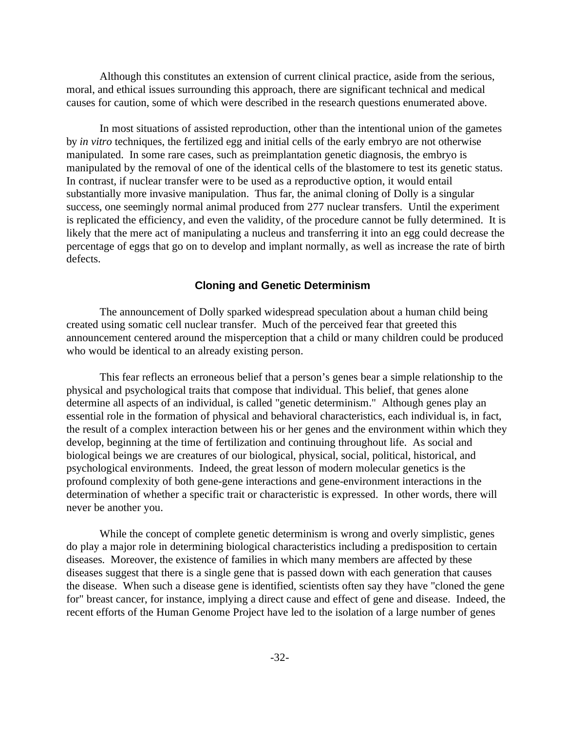Although this constitutes an extension of current clinical practice, aside from the serious, moral, and ethical issues surrounding this approach, there are significant technical and medical causes for caution, some of which were described in the research questions enumerated above.

In most situations of assisted reproduction, other than the intentional union of the gametes by *in vitro* techniques, the fertilized egg and initial cells of the early embryo are not otherwise manipulated. In some rare cases, such as preimplantation genetic diagnosis, the embryo is manipulated by the removal of one of the identical cells of the blastomere to test its genetic status. In contrast, if nuclear transfer were to be used as a reproductive option, it would entail substantially more invasive manipulation. Thus far, the animal cloning of Dolly is a singular success, one seemingly normal animal produced from 277 nuclear transfers. Until the experiment is replicated the efficiency, and even the validity, of the procedure cannot be fully determined. It is likely that the mere act of manipulating a nucleus and transferring it into an egg could decrease the percentage of eggs that go on to develop and implant normally, as well as increase the rate of birth defects.

## Cloning and Genetic Determinism

The announcement of Dolly sparked widespread speculation about a human child being created using somatic cell nuclear transfer. Much of the perceived fear that greeted this announcement centered around the misperception that a child or many children could be produced who would be identical to an already existing person.

This fear reflects an erroneous belief that a person's genes bear a simple relationship to the physical and psychological traits that compose that individual. This belief, that genes alone determine all aspects of an individual, is called "genetic determinism." Although genes play an essential role in the formation of physical and behavioral characteristics, each individual is, in fact, the result of a complex interaction between his or her genes and the environment within which they develop, beginning at the time of fertilization and continuing throughout life. As social and biological beings we are creatures of our biological, physical, social, political, historical, and psychological environments. Indeed, the great lesson of modern molecular genetics is the profound complexity of both gene-gene interactions and gene-environment interactions in the determination of whether a specific trait or characteristic is expressed. In other words, there will never be another you.

While the concept of complete genetic determinism is wrong and overly simplistic, genes do play a major role in determining biological characteristics including a predisposition to certain diseases. Moreover, the existence of families in which many members are affected by these diseases suggest that there is a single gene that is passed down with each generation that causes the disease. When such a disease gene is identified, scientists often say they have "cloned the gene for" breast cancer, for instance, implying a direct cause and effect of gene and disease. Indeed, the recent efforts of the Human Genome Project have led to the isolation of a large number of genes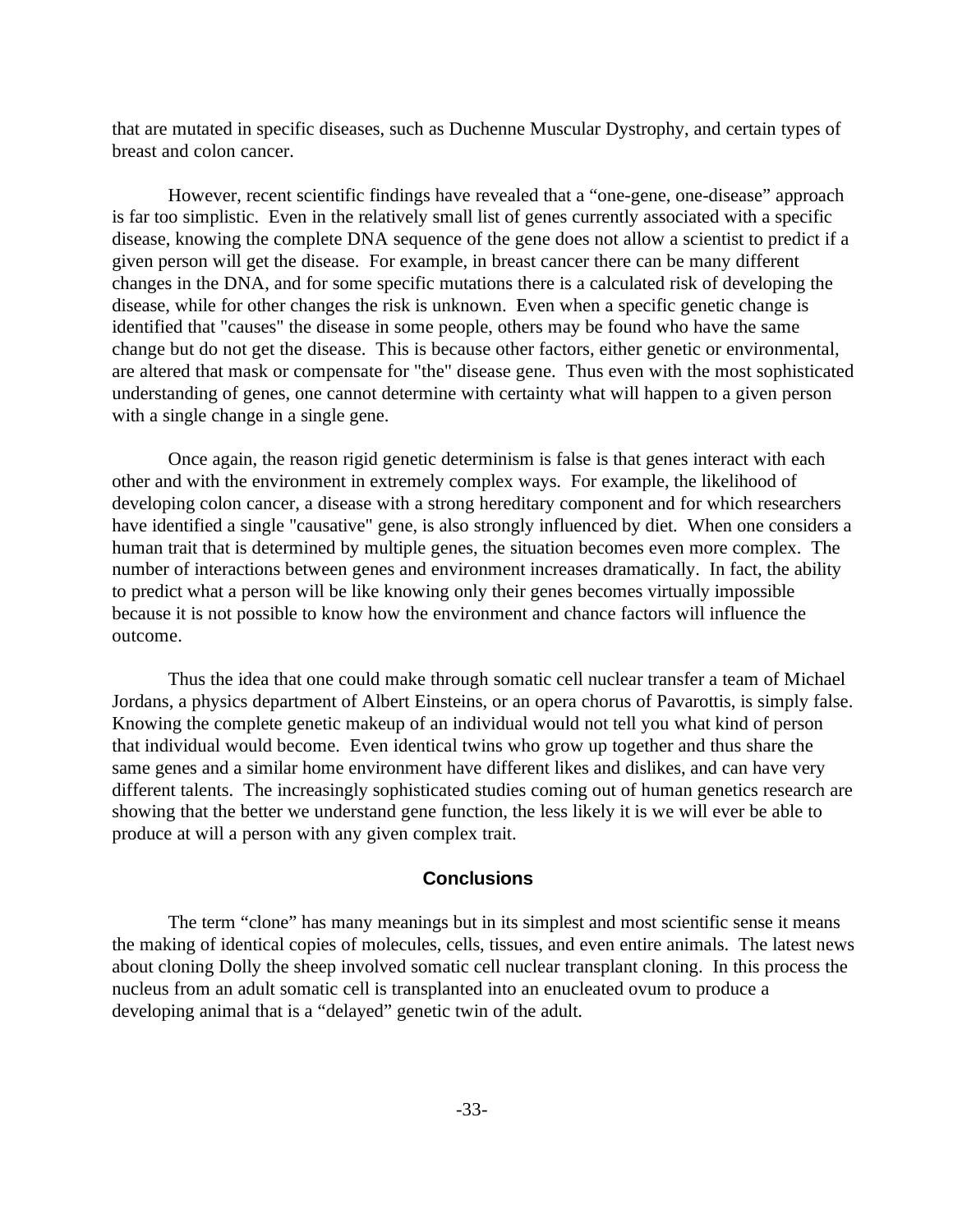that are mutated in specific diseases, such as Duchenne Muscular Dystrophy, and certain types of breast and colon cancer.

However, recent scientific findings have revealed that a “one-gene, one-disease” approach is far too simplistic. Even in the relatively small list of genes currently associated with a specific disease, knowing the complete DNA sequence of the gene does not allow a scientist to predict if a given person will get the disease. For example, in breast cancer there can be many different changes in the DNA, and for some specific mutations there is a calculated risk of developing the disease, while for other changes the risk is unknown. Even when a specific genetic change is identified that "causes" the disease in some people, others may be found who have the same change but do not get the disease. This is because other factors, either genetic or environmental, are altered that mask or compensate for "the" disease gene. Thus even with the most sophisticated understanding of genes, one cannot determine with certainty what will happen to a given person with a single change in a single gene.

Once again, the reason rigid genetic determinism is false is that genes interact with each other and with the environment in extremely complex ways. For example, the likelihood of developing colon cancer, a disease with a strong hereditary component and for which researchers have identified a single "causative" gene, is also strongly influenced by diet. When one considers a human trait that is determined by multiple genes, the situation becomes even more complex. The number of interactions between genes and environment increases dramatically. In fact, the ability to predict what a person will be like knowing only their genes becomes virtually impossible because it is not possible to know how the environment and chance factors will influence the outcome.

Thus the idea that one could make through somatic cell nuclear transfer a team of Michael Jordans, a physics department of Albert Einsteins, or an opera chorus of Pavarottis, is simply false. Knowing the complete genetic makeup of an individual would not tell you what kind of person that individual would become. Even identical twins who grow up together and thus share the same genes and a similar home environment have different likes and dislikes, and can have very different talents. The increasingly sophisticated studies coming out of human genetics research are showing that the better we understand gene function, the less likely it is we will ever be able to produce at will a person with any given complex trait.

## Conclusions

The term “clone” has many meanings but in its simplest and most scientific sense it means the making of identical copies of molecules, cells, tissues, and even entire animals. The latest news about cloning Dolly the sheep involved somatic cell nuclear transplant cloning. In this process the nucleus from an adult somatic cell is transplanted into an enucleated ovum to produce a developing animal that is a “delayed” genetic twin of the adult.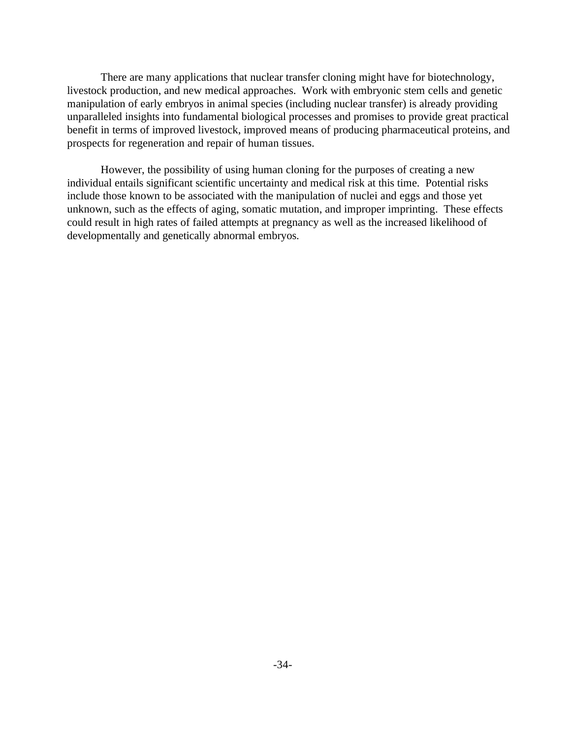There are many applications that nuclear transfer cloning might have for biotechnology, livestock production, and new medical approaches. Work with embryonic stem cells and genetic manipulation of early embryos in animal species (including nuclear transfer) is already providing unparalleled insights into fundamental biological processes and promises to provide great practical benefit in terms of improved livestock, improved means of producing pharmaceutical proteins, and prospects for regeneration and repair of human tissues.

However, the possibility of using human cloning for the purposes of creating a new individual entails significant scientific uncertainty and medical risk at this time. Potential risks include those known to be associated with the manipulation of nuclei and eggs and those yet unknown, such as the effects of aging, somatic mutation, and improper imprinting. These effects could result in high rates of failed attempts at pregnancy as well as the increased likelihood of developmentally and genetically abnormal embryos.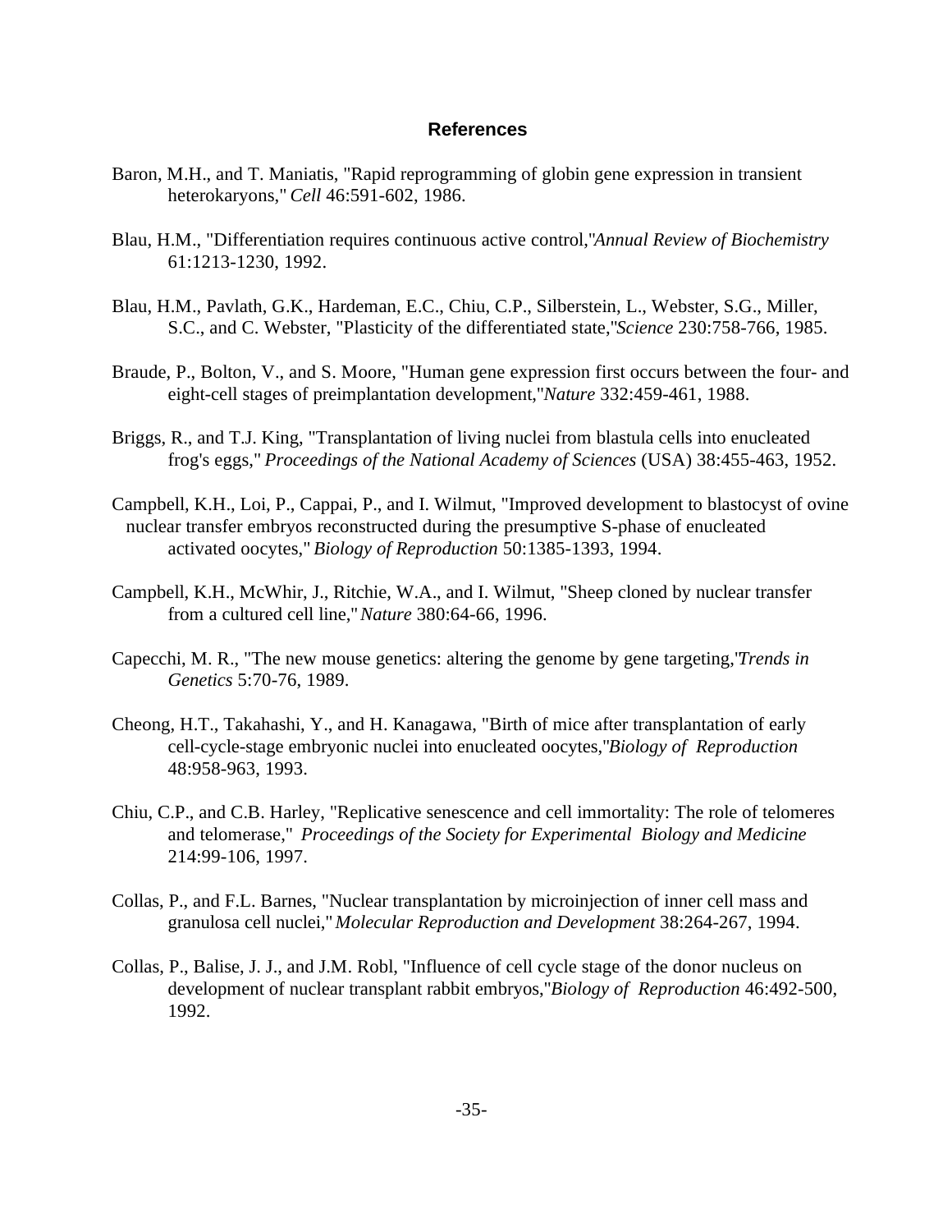## References

Baron, M.H., and T. Maniatis, "Rapid reprogramming of globin gene expression in transient heterokaryons," *Cell* 46:591-602, 1986.

Blau, H.M., "Differentiation requires continuous active control," *Annual Review of Biochemistry* 61:1213-1230, 1992.

Blau, H.M., Pavlath, G.K., Hardeman, E.C., Chiu, C.P., Silberstein, L., Webster, S.G., Miller, S.C., and C. Webster, "Plasticity of the differentiated state," *Science* 230:758-766, 1985.

Braude, P., Bolton, V., and S. Moore, "Human gene expression first occurs between the four- and eight-cell stages of preimplantation development," *Nature* 332:459-461, 1988.

Briggs, R., and T.J. King, "Transplantation of living nuclei from blastula cells into enucleated frog's eggs," *Proceedings of the National Academy of Sciences* (USA) 38:455-463, 1952.

Campbell, K.H., Loi, P., Cappai, P., and I. Wilmut, "Improved development to blastocyst of ovine nuclear transfer embryos reconstructed during the presumptive S-phase of enucleated activated oocytes," *Biology of Reproduction* 50:1385-1393, 1994.

Campbell, K.H., McWhir, J., Ritchie, W.A., and I. Wilmut, "Sheep cloned by nuclear transfer from a cultured cell line," *Nature* 380:64-66, 1996.

Capecchi, M. R., "The new mouse genetics: altering the genome by gene targeting," *Trends in Genetics* 5:70-76, 1989.

Cheong, H.T., Takahashi, Y., and H. Kanagawa, "Birth of mice after transplantation of early cell-cycle-stage embryonic nuclei into enucleated oocytes," *Biology of Reproduction* 48:958-963, 1993.

Chiu, C.P., and C.B. Harley, "Replicative senescence and cell immortality: The role of telomeres and telomerase," *Proceedings of the Society for Experimental Biology and Medicine* 214:99-106, 1997.

Collas, P., and F.L. Barnes, "Nuclear transplantation by microinjection of inner cell mass and granulosa cell nuclei," *Molecular Reproduction and Development* 38:264-267, 1994.

Collas, P., Balise, J. J., and J.M. Robl, "Influence of cell cycle stage of the donor nucleus on development of nuclear transplant rabbit embryos," *Biology of Reproduction* 46:492-500, 1992.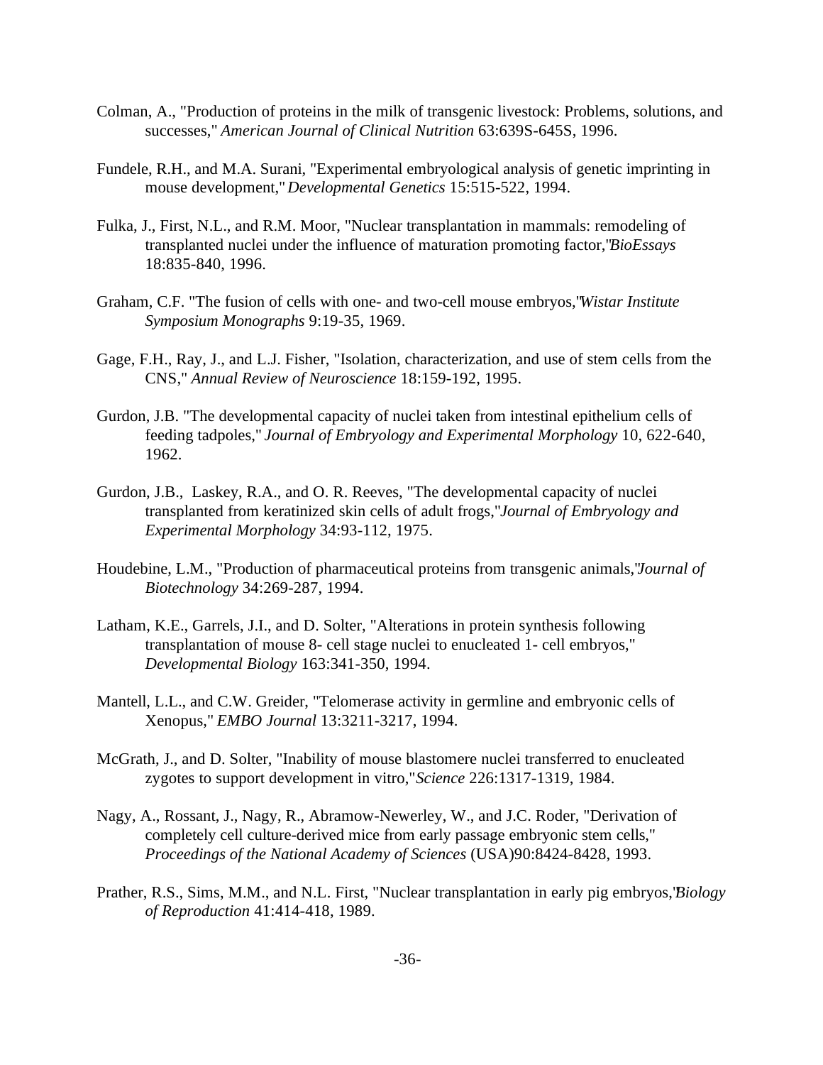Colman, A., "Production of proteins in the milk of transgenic livestock: Problems, solutions, and successes," *American Journal of Clinical Nutrition* 63:639S-645S, 1996.

Fundele, R.H., and M.A. Surani, "Experimental embryological analysis of genetic imprinting in mouse development," *Developmental Genetics* 15:515-522, 1994.

Fulka, J., First, N.L., and R.M. Moor, "Nuclear transplantation in mammals: remodeling of transplanted nuclei under the influence of maturation promoting factor," *BioEssays* 18:835-840, 1996.

Graham, C.F. "The fusion of cells with one- and two-cell mouse embryos," *Wistar Institute Symposium Monographs* 9:19-35, 1969.

Gage, F.H., Ray, J., and L.J. Fisher, "Isolation, characterization, and use of stem cells from the CNS," *Annual Review of Neuroscience* 18:159-192, 1995.

Gurdon, J.B. "The developmental capacity of nuclei taken from intestinal epithelium cells of feeding tadpoles," *Journal of Embryology and Experimental Morphology* 10, 622-640, 1962.

Gurdon, J.B., Laskey, R.A., and O. R. Reeves, "The developmental capacity of nuclei transplanted from keratinized skin cells of adult frogs," *Journal of Embryology and Experimental Morphology* 34:93-112, 1975.

Houdebine, L.M., "Production of pharmaceutical proteins from transgenic animals," *Journal of Biotechnology* 34:269-287, 1994.

Latham, K.E., Garrels, J.I., and D. Solter, "Alterations in protein synthesis following transplantation of mouse 8- cell stage nuclei to enucleated 1- cell embryos," *Developmental Biology* 163:341-350, 1994.

Mantell, L.L., and C.W. Greider, "Telomerase activity in germline and embryonic cells of Xenopus," *EMBO Journal* 13:3211-3217, 1994.

McGrath, J., and D. Solter, "Inability of mouse blastomere nuclei transferred to enucleated zygotes to support development in vitro," *Science* 226:1317-1319, 1984.

Nagy, A., Rossant, J., Nagy, R., Abramow-Newerley, W., and J.C. Roder, "Derivation of completely cell culture-derived mice from early passage embryonic stem cells," *Proceedings of the National Academy of Sciences* (USA)90:8424-8428, 1993.

Prather, R.S., Sims, M.M., and N.L. First, "Nuclear transplantation in early pig embryos," *Biology of Reproduction* 41:414-418, 1989.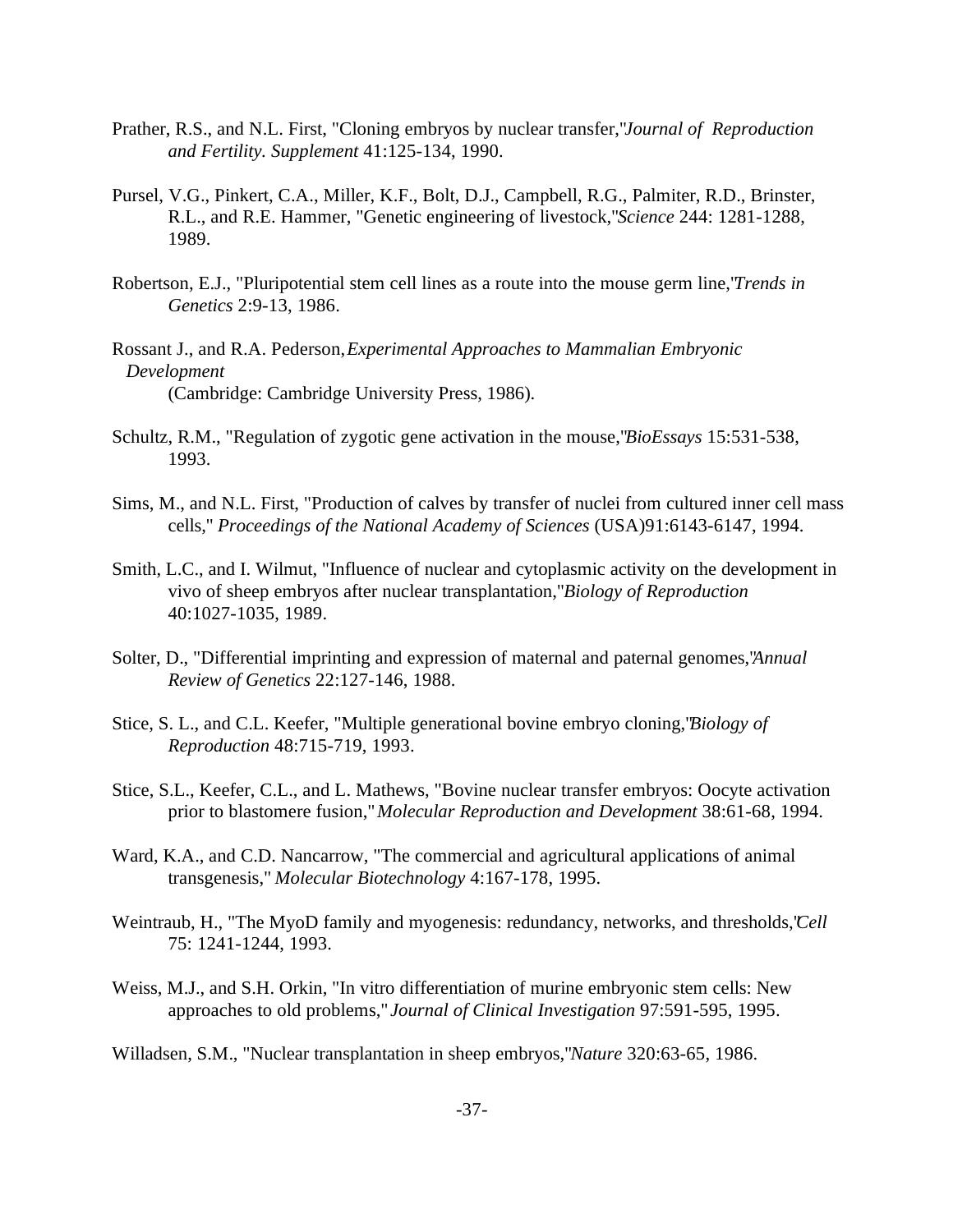Prather, R.S., and N.L. First, "Cloning embryos by nuclear transfer," *Journal of Reproduction and Fertility. Supplement* 41:125-134, 1990.

Pursel, V.G., Pinkert, C.A., Miller, K.F., Bolt, D.J., Campbell, R.G., Palmiter, R.D., Brinster, R.L., and R.E. Hammer, "Genetic engineering of livestock," *Science* 244: 1281-1288, 1989.

Robertson, E.J., "Pluripotential stem cell lines as a route into the mouse germ line," *Trends in Genetics* 2:9-13, 1986.

Rossant J., and R.A. Pederson, *Experimental Approaches to Mammalian Embryonic Development* (Cambridge: Cambridge University Press, 1986).

Schultz, R.M., "Regulation of zygotic gene activation in the mouse," *BioEssays* 15:531-538, 1993.

Sims, M., and N.L. First, "Production of calves by transfer of nuclei from cultured inner cell mass cells," *Proceedings of the National Academy of Sciences* (USA)91:6143-6147, 1994.

Smith, L.C., and I. Wilmut, "Influence of nuclear and cytoplasmic activity on the development in vivo of sheep embryos after nuclear transplantation," *Biology of Reproduction* 40:1027-1035, 1989.

Solter, D., "Differential imprinting and expression of maternal and paternal genomes," *Annual Review of Genetics* 22:127-146, 1988.

Stice, S. L., and C.L. Keefer, "Multiple generational bovine embryo cloning," *Biology of Reproduction* 48:715-719, 1993.

Stice, S.L., Keefer, C.L., and L. Mathews, "Bovine nuclear transfer embryos: Oocyte activation prior to blastomere fusion," *Molecular Reproduction and Development* 38:61-68, 1994.

Ward, K.A., and C.D. Nancarrow, "The commercial and agricultural applications of animal transgenesis," *Molecular Biotechnology* 4:167-178, 1995.

Weintraub, H., "The MyoD family and myogenesis: redundancy, networks, and thresholds," *Cell* 75: 1241-1244, 1993.

Weiss, M.J., and S.H. Orkin, "In vitro differentiation of murine embryonic stem cells: New approaches to old problems," *Journal of Clinical Investigation* 97:591-595, 1995.

Willadsen, S.M., "Nuclear transplantation in sheep embryos," *Nature* 320:63-65, 1986.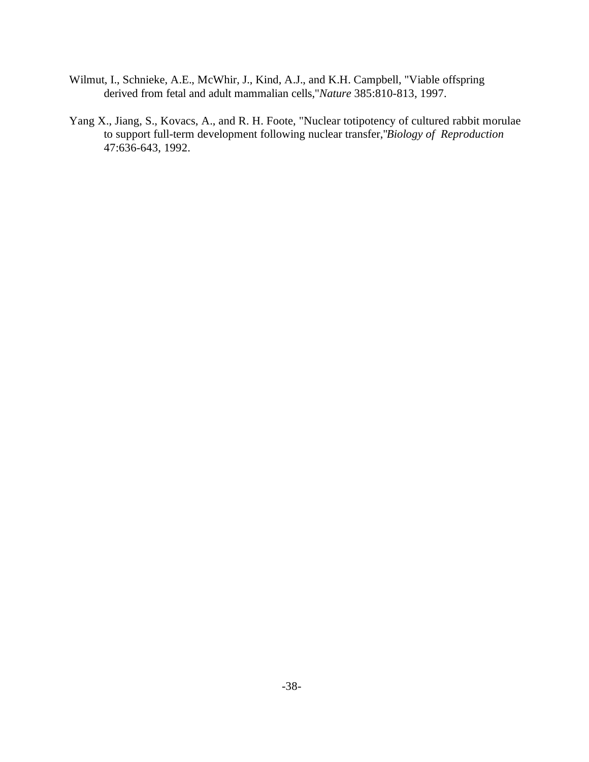Wilmut, I., Schnieke, A.E., McWhir, J., Kind, A.J., and K.H. Campbell, "Viable offspring derived from fetal and adult mammalian cells,"*Nature* 385:810-813, 1997.

Yang X., Jiang, S., Kovacs, A., and R. H. Foote, "Nuclear totipotency of cultured rabbit morulae to support full-term development following nuclear transfer,"*Biology of Reproduction* 47:636-643, 1992.